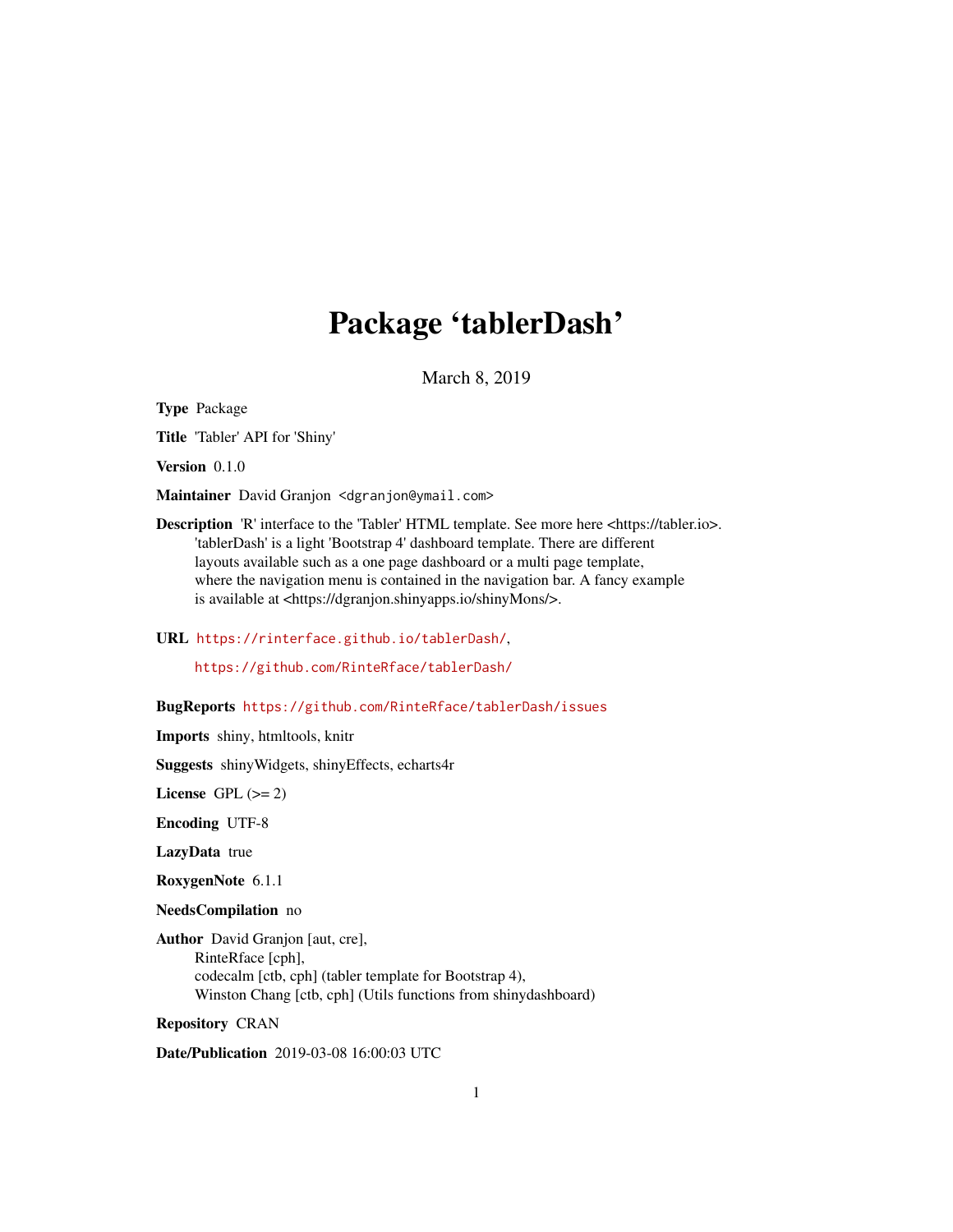# Package 'tablerDash'

March 8, 2019

**Type** Package

**Title** 'Tabler' API for 'Shiny'

**Version** 0.1.0

**Maintainer** David Granjon <dgranjon@ymail.com>

**Description** 'R' interface to the 'Tabler' HTML template. See more here <https://tabler.io>. 'tablerDash' is a light 'Bootstrap 4' dashboard template. There are different layouts available such as a one page dashboard or a multi page template, where the navigation menu is contained in the navigation bar. A fancy example is available at <https://dgranjon.shinyapps.io/shinyMons/>.

**URL** https://rinterface.github.io/tablerDash/,

https://github.com/RinteRface/tablerDash/

**BugReports** https://github.com/RinteRface/tablerDash/issues

**Imports** shiny, htmltools, knitr

**Suggests** shinyWidgets, shinyEffects, echarts4r

**License** GPL (>= 2)

**Encoding** UTF-8

**LazyData** true

**RoxygenNote** 6.1.1

**NeedsCompilation** no

**Author** David Granjon [aut, cre],
RinteRface [cph],
codecalm [ctb, cph] (tabler template for Bootstrap 4),
Winston Chang [ctb, cph] (Utils functions from shinydashboard)

**Repository** CRAN

**Date/Publication** 2019-03-08 16:00:03 UTC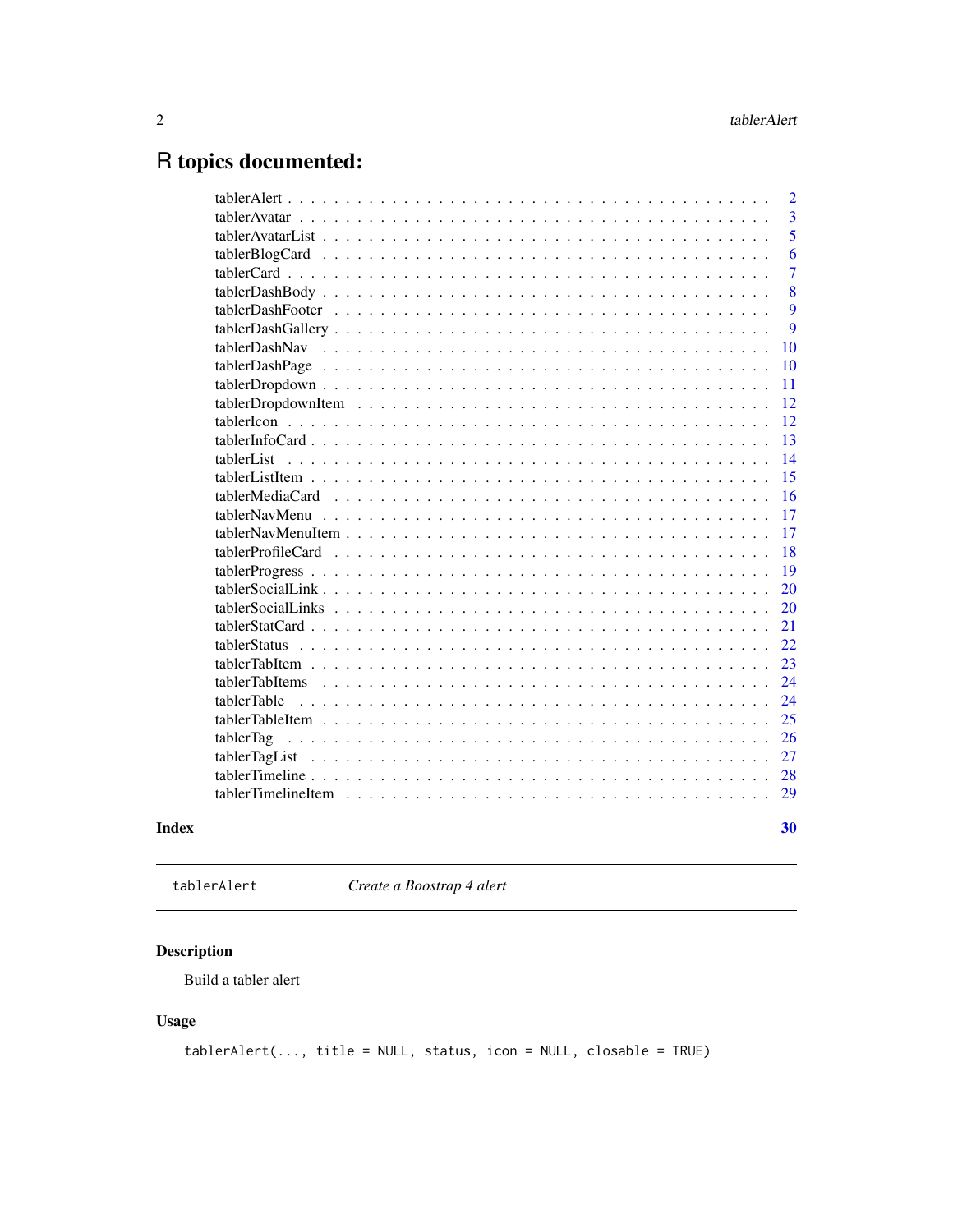# R topics documented:

| | |
|---|---|
| tablerAlert | 2 |
| tablerAvatar | 3 |
| tablerAvatarList | 5 |
| tablerBlogCard | 6 |
| tablerCard | 7 |
| tablerDashBody | 8 |
| tablerDashFooter | 9 |
| tablerDashGallery | 9 |
| tablerDashNav | 10 |
| tablerDashPage | 10 |
| tablerDropdown | 11 |
| tablerDropdownItem | 12 |
| tablerIcon | 12 |
| tablerInfoCard | 13 |
| tablerList | 14 |
| tablerListItem | 15 |
| tablerMediaCard | 16 |
| tablerNavMenu | 17 |
| tablerNavMenuItem | 17 |
| tablerProfileCard | 18 |
| tablerProgress | 19 |
| tablerSocialLink | 20 |
| tablerSocialLinks | 20 |
| tablerStatCard | 21 |
| tablerStatus | 22 |
| tablerTabItem | 23 |
| tablerTabItems | 24 |
| tablerTable | 24 |
| tablerTableItem | 25 |
| tablerTag | 26 |
| tablerTagList | 27 |
| tablerTimeline | 28 |
| tablerTimelineItem | 29 |

**Index** **30**

---

`tablerAlert` *Create a Boostrap 4 alert*

---

### Description

Build a tabler alert

### Usage

```
tablerAlert(..., title = NULL, status, icon = NULL, closable = TRUE)
```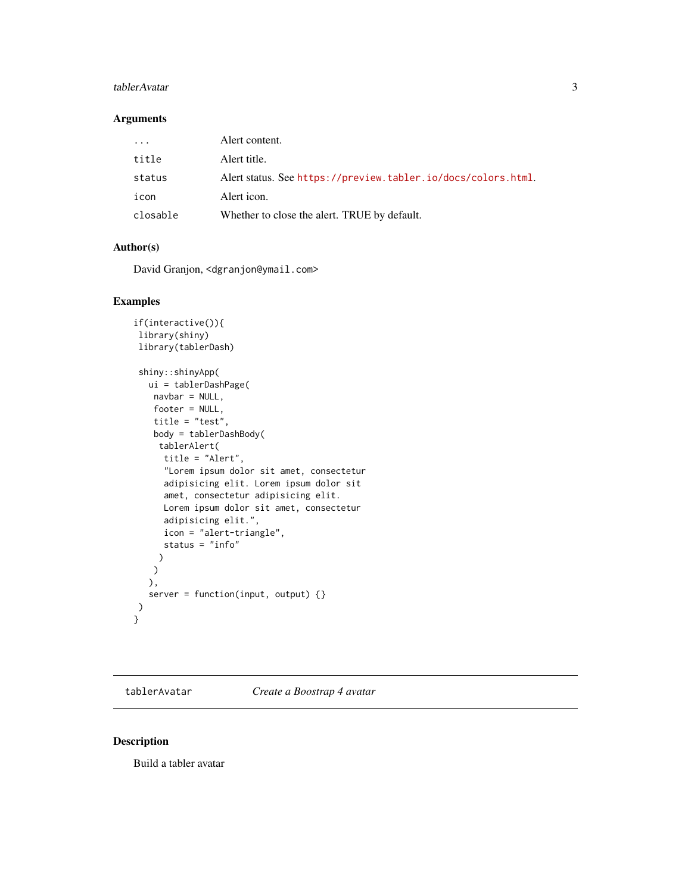### Arguments

| | |
|---|---|
| `...` | Alert content. |
| `title` | Alert title. |
| `status` | Alert status. See https://preview.tabler.io/docs/colors.html. |
| `icon` | Alert icon. |
| `closable` | Whether to close the alert. TRUE by default. |

### Author(s)

David Granjon, <dgranjon@ymail.com>

### Examples

```
if(interactive()){
 library(shiny)
 library(tablerDash)

 shiny::shinyApp(
   ui = tablerDashPage(
    navbar = NULL,
    footer = NULL,
    title = "test",
    body = tablerDashBody(
     tablerAlert(
      title = "Alert",
      "Lorem ipsum dolor sit amet, consectetur
      adipisicing elit. Lorem ipsum dolor sit
      amet, consectetur adipisicing elit.
      Lorem ipsum dolor sit amet, consectetur
      adipisicing elit.",
      icon = "alert-triangle",
      status = "info"
     )
    )
   ),
   server = function(input, output) {}
 )
}
```

---

## tablerAvatar    *Create a Boostrap 4 avatar*

### Description

Build a tabler avatar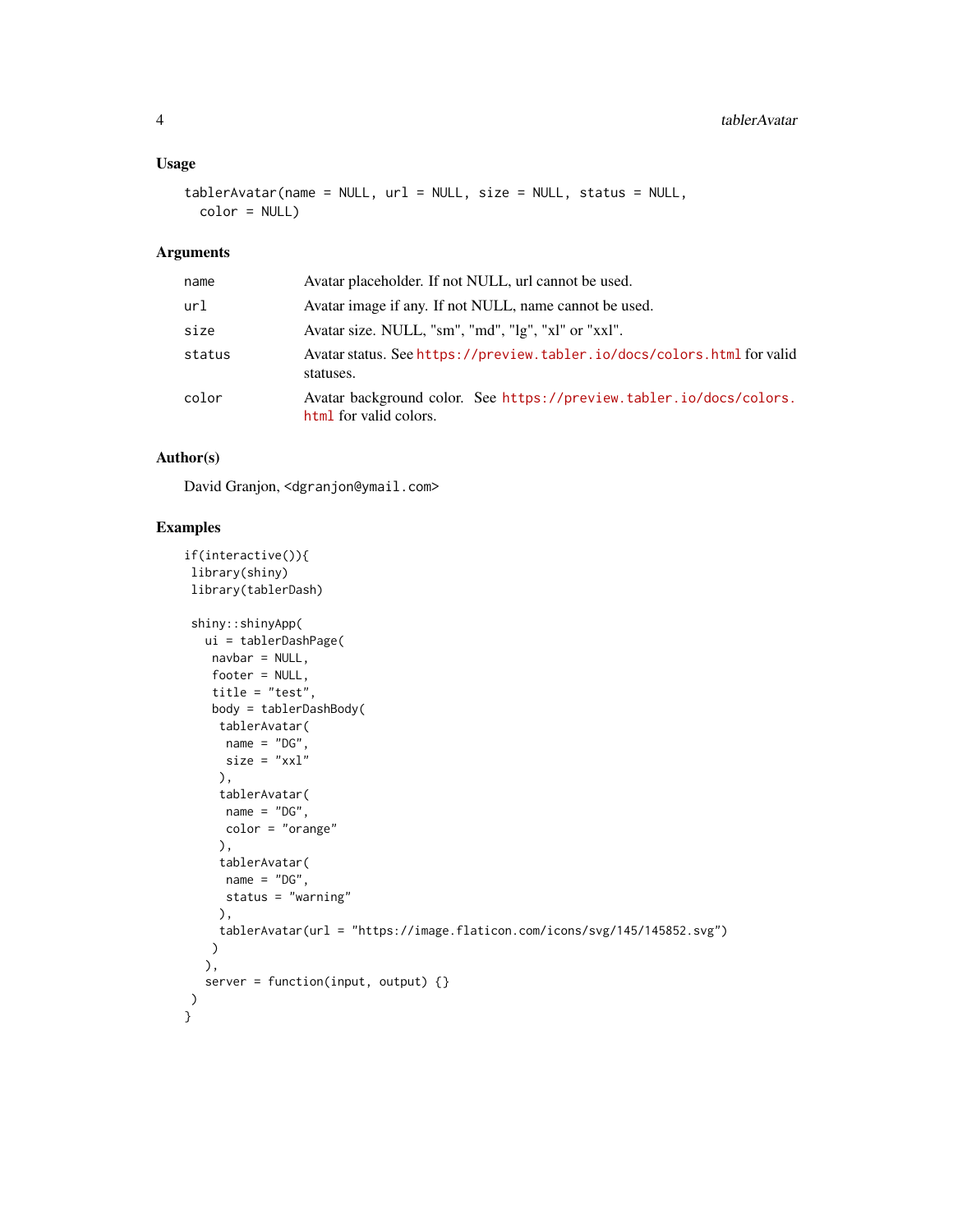### Usage

```
tablerAvatar(name = NULL, url = NULL, size = NULL, status = NULL,
  color = NULL)
```

### Arguments

| | |
|---|---|
| name | Avatar placeholder. If not NULL, url cannot be used. |
| url | Avatar image if any. If not NULL, name cannot be used. |
| size | Avatar size. NULL, "sm", "md", "lg", "xl" or "xxl". |
| status | Avatar status. See https://preview.tabler.io/docs/colors.html for valid statuses. |
| color | Avatar background color. See https://preview.tabler.io/docs/colors.html for valid colors. |

### Author(s)

David Granjon, <dgranjon@ymail.com>

### Examples

```
if(interactive()){
 library(shiny)
 library(tablerDash)

 shiny::shinyApp(
   ui = tablerDashPage(
    navbar = NULL,
    footer = NULL,
    title = "test",
    body = tablerDashBody(
     tablerAvatar(
      name = "DG",
      size = "xxl"
     ),
     tablerAvatar(
      name = "DG",
      color = "orange"
     ),
     tablerAvatar(
      name = "DG",
      status = "warning"
     ),
     tablerAvatar(url = "https://image.flaticon.com/icons/svg/145/145852.svg")
    )
   ),
   server = function(input, output) {}
 )
}
```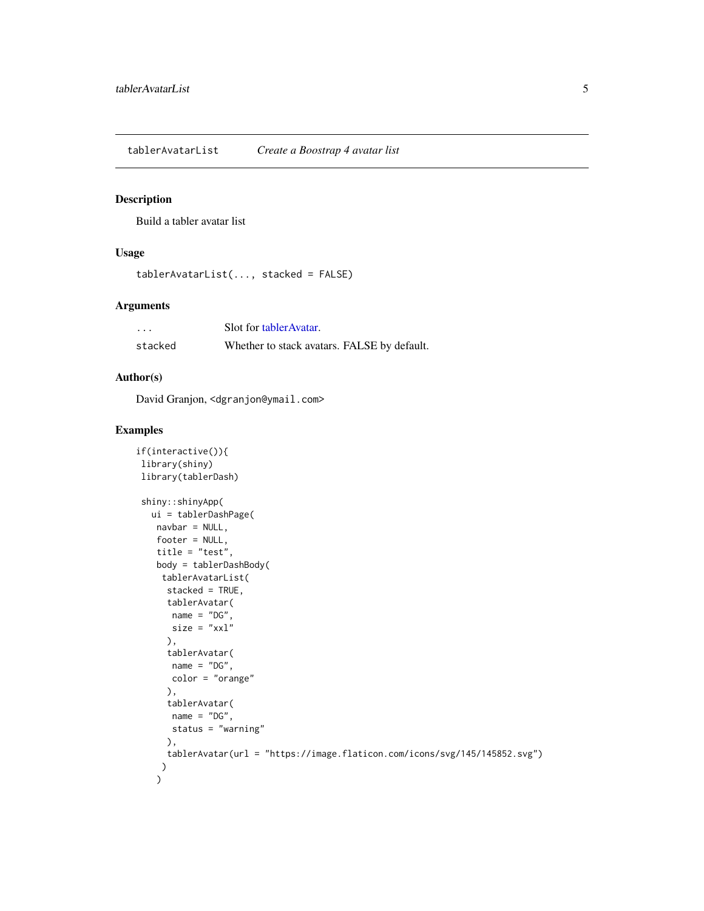## tablerAvatarList — *Create a Boostrap 4 avatar list*

### Description

Build a tabler avatar list

### Usage

```
tablerAvatarList(..., stacked = FALSE)
```

### Arguments

| | |
|---|---|
| `...` | Slot for tablerAvatar. |
| `stacked` | Whether to stack avatars. FALSE by default. |

### Author(s)

David Granjon, <dgranjon@ymail.com>

### Examples

```
if(interactive()){
 library(shiny)
 library(tablerDash)

 shiny::shinyApp(
   ui = tablerDashPage(
    navbar = NULL,
    footer = NULL,
    title = "test",
    body = tablerDashBody(
     tablerAvatarList(
      stacked = TRUE,
      tablerAvatar(
       name = "DG",
       size = "xxl"
      ),
      tablerAvatar(
       name = "DG",
       color = "orange"
      ),
      tablerAvatar(
       name = "DG",
       status = "warning"
      ),
      tablerAvatar(url = "https://image.flaticon.com/icons/svg/145/145852.svg")
     )
    )
```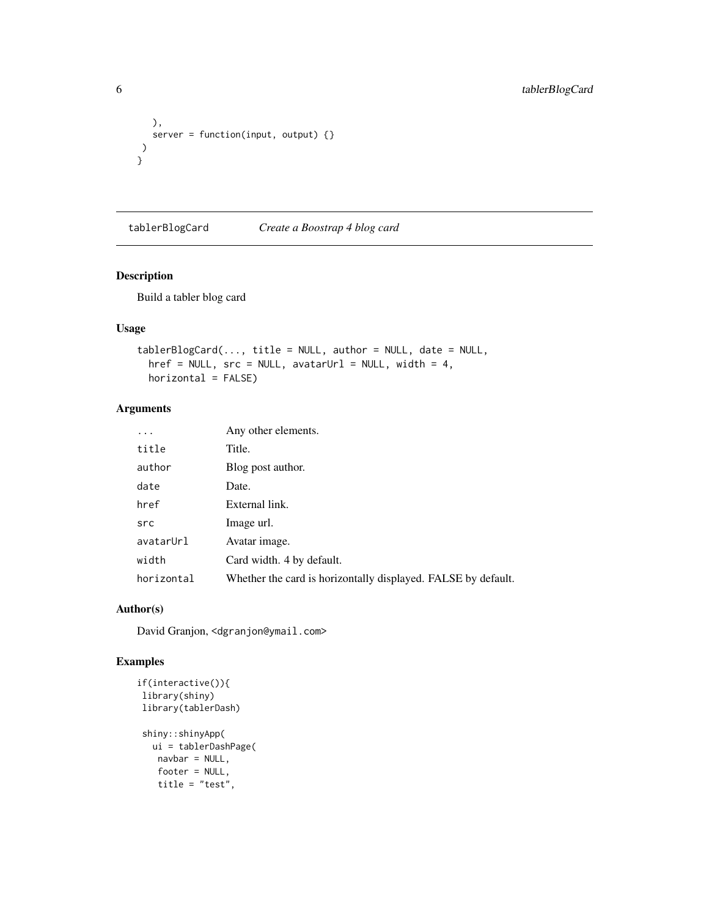```
    ),
    server = function(input, output) {}
  )
}
```

## tablerBlogCard *Create a Boostrap 4 blog card*

### Description

Build a tabler blog card

### Usage

```
tablerBlogCard(..., title = NULL, author = NULL, date = NULL,
  href = NULL, src = NULL, avatarUrl = NULL, width = 4,
  horizontal = FALSE)
```

### Arguments

| | |
|---|---|
| `...` | Any other elements. |
| `title` | Title. |
| `author` | Blog post author. |
| `date` | Date. |
| `href` | External link. |
| `src` | Image url. |
| `avatarUrl` | Avatar image. |
| `width` | Card width. 4 by default. |
| `horizontal` | Whether the card is horizontally displayed. FALSE by default. |

### Author(s)

David Granjon, <dgranjon@ymail.com>

### Examples

```
if(interactive()){
 library(shiny)
 library(tablerDash)

 shiny::shinyApp(
   ui = tablerDashPage(
    navbar = NULL,
    footer = NULL,
    title = "test",
```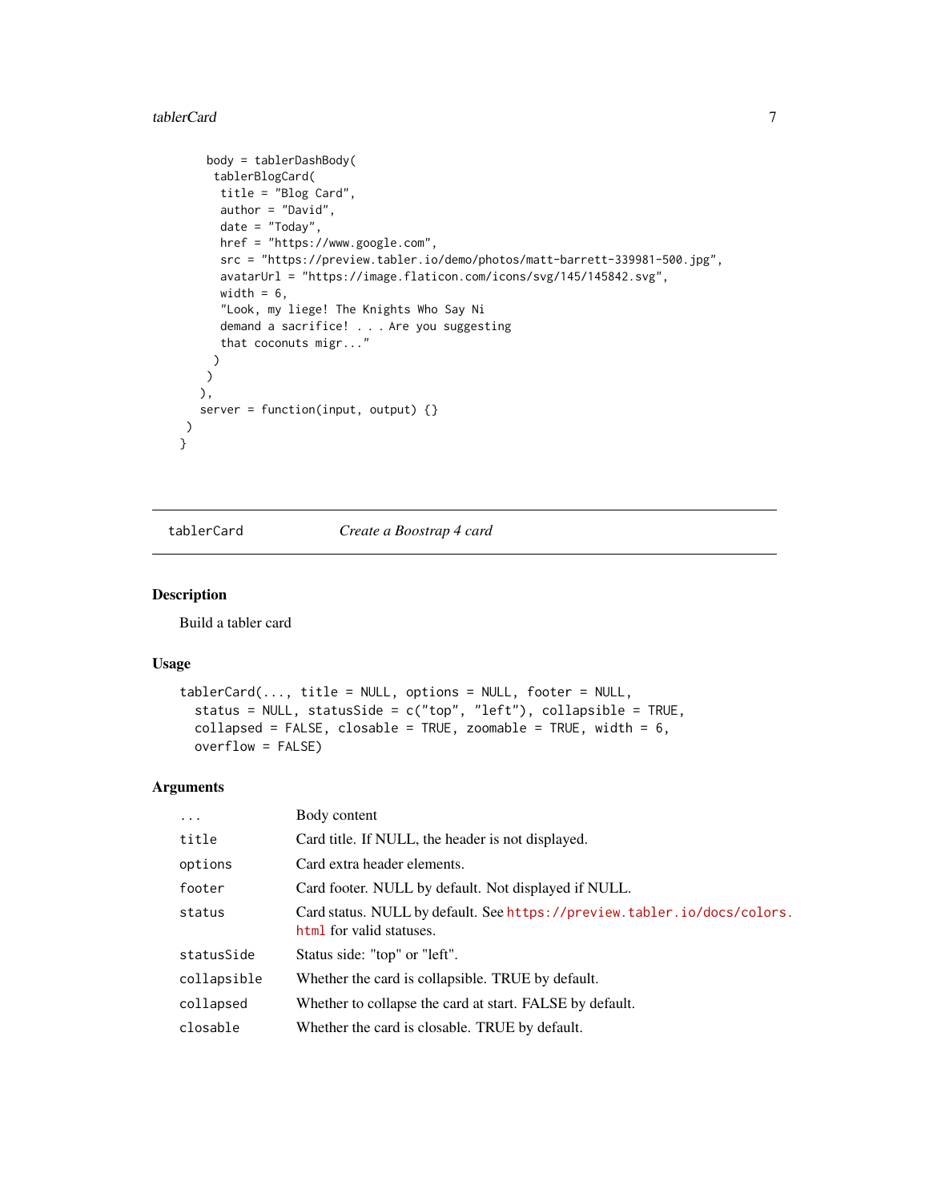```
    body = tablerDashBody(
     tablerBlogCard(
      title = "Blog Card",
      author = "David",
      date = "Today",
      href = "https://www.google.com",
      src = "https://preview.tabler.io/demo/photos/matt-barrett-339981-500.jpg",
      avatarUrl = "https://image.flaticon.com/icons/svg/145/145842.svg",
      width = 6,
      "Look, my liege! The Knights Who Say Ni
      demand a sacrifice! . . . Are you suggesting
      that coconuts migr..."
     )
    )
   ),
   server = function(input, output) {}
 )
}
```

---

tablerCard *Create a Boostrap 4 card*

---

## Description

Build a tabler card

## Usage

```
tablerCard(..., title = NULL, options = NULL, footer = NULL,
  status = NULL, statusSide = c("top", "left"), collapsible = TRUE,
  collapsed = FALSE, closable = TRUE, zoomable = TRUE, width = 6,
  overflow = FALSE)
```

## Arguments

| | |
|---|---|
| `...` | Body content |
| `title` | Card title. If NULL, the header is not displayed. |
| `options` | Card extra header elements. |
| `footer` | Card footer. NULL by default. Not displayed if NULL. |
| `status` | Card status. NULL by default. See https://preview.tabler.io/docs/colors.html for valid statuses. |
| `statusSide` | Status side: "top" or "left". |
| `collapsible` | Whether the card is collapsible. TRUE by default. |
| `collapsed` | Whether to collapse the card at start. FALSE by default. |
| `closable` | Whether the card is closable. TRUE by default. |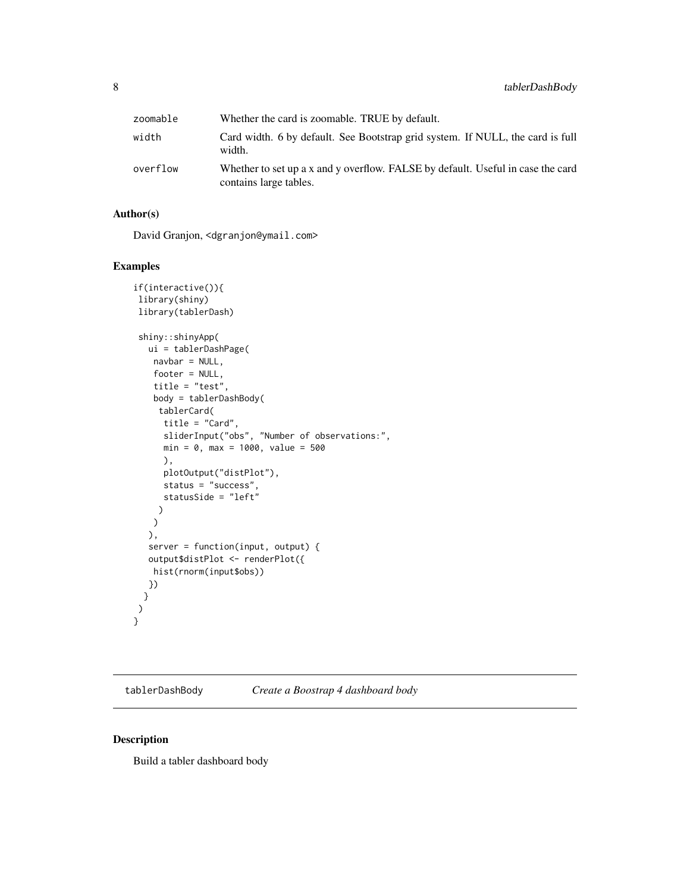| | |
|---|---|
| zoomable | Whether the card is zoomable. TRUE by default. |
| width | Card width. 6 by default. See Bootstrap grid system. If NULL, the card is full width. |
| overflow | Whether to set up a x and y overflow. FALSE by default. Useful in case the card contains large tables. |

## Author(s)

David Granjon, <dgranjon@ymail.com>

## Examples

```
if(interactive()){
 library(shiny)
 library(tablerDash)

 shiny::shinyApp(
   ui = tablerDashPage(
    navbar = NULL,
    footer = NULL,
    title = "test",
    body = tablerDashBody(
     tablerCard(
      title = "Card",
      sliderInput("obs", "Number of observations:",
      min = 0, max = 1000, value = 500
      ),
      plotOutput("distPlot"),
      status = "success",
      statusSide = "left"
     )
    )
   ),
   server = function(input, output) {
   output$distPlot <- renderPlot({
    hist(rnorm(input$obs))
   })
  }
 )
}
```

---

# tablerDashBody *Create a Boostrap 4 dashboard body*

## Description

Build a tabler dashboard body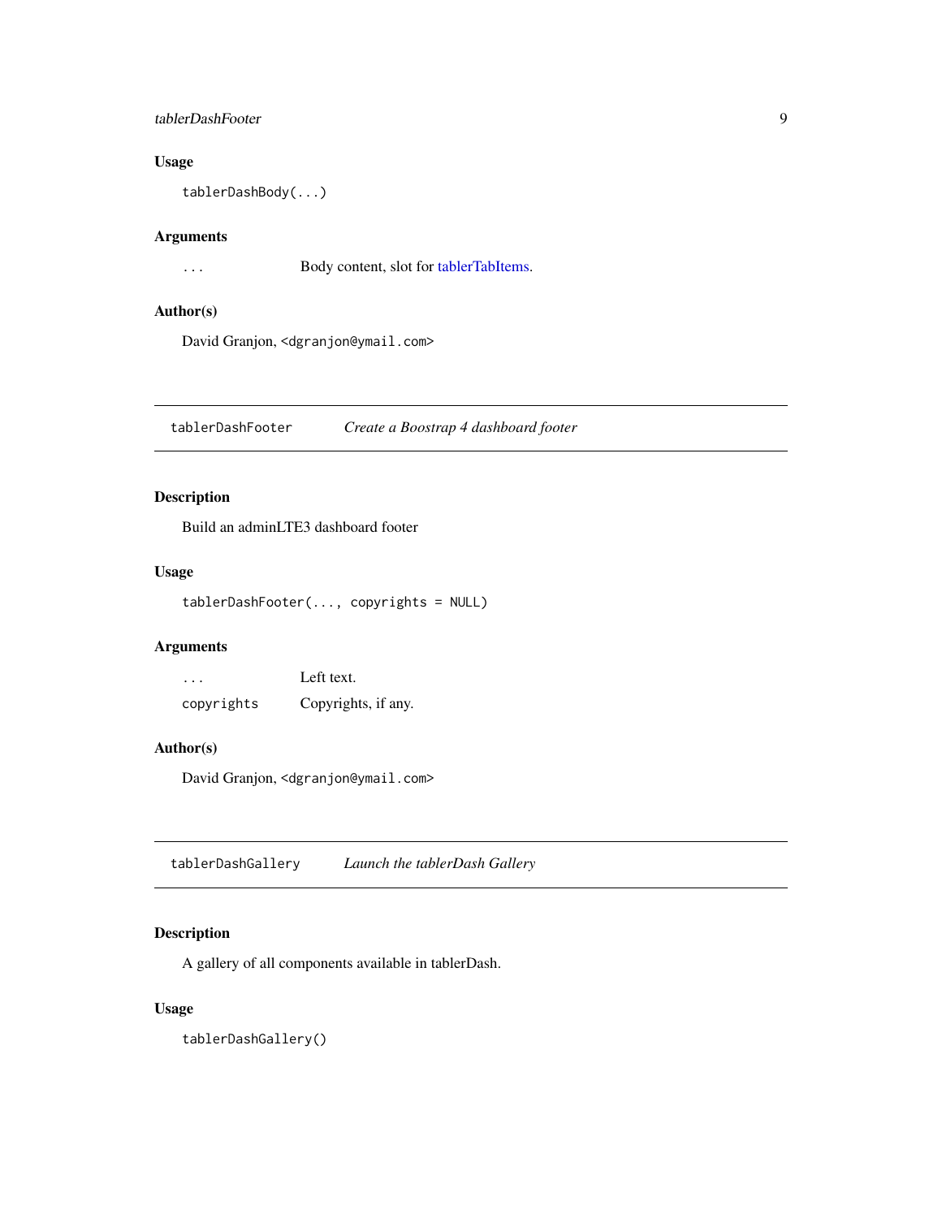## Usage

```
tablerDashBody(...)
```

## Arguments

| | |
|---|---|
| ... | Body content, slot for tablerTabItems. |

## Author(s)

David Granjon, <dgranjon@ymail.com>

---

# tablerDashFooter *Create a Boostrap 4 dashboard footer*

## Description

Build an adminLTE3 dashboard footer

## Usage

```
tablerDashFooter(..., copyrights = NULL)
```

## Arguments

| | |
|---|---|
| ... | Left text. |
| copyrights | Copyrights, if any. |

## Author(s)

David Granjon, <dgranjon@ymail.com>

---

# tablerDashGallery *Launch the tablerDash Gallery*

## Description

A gallery of all components available in tablerDash.

## Usage

```
tablerDashGallery()
```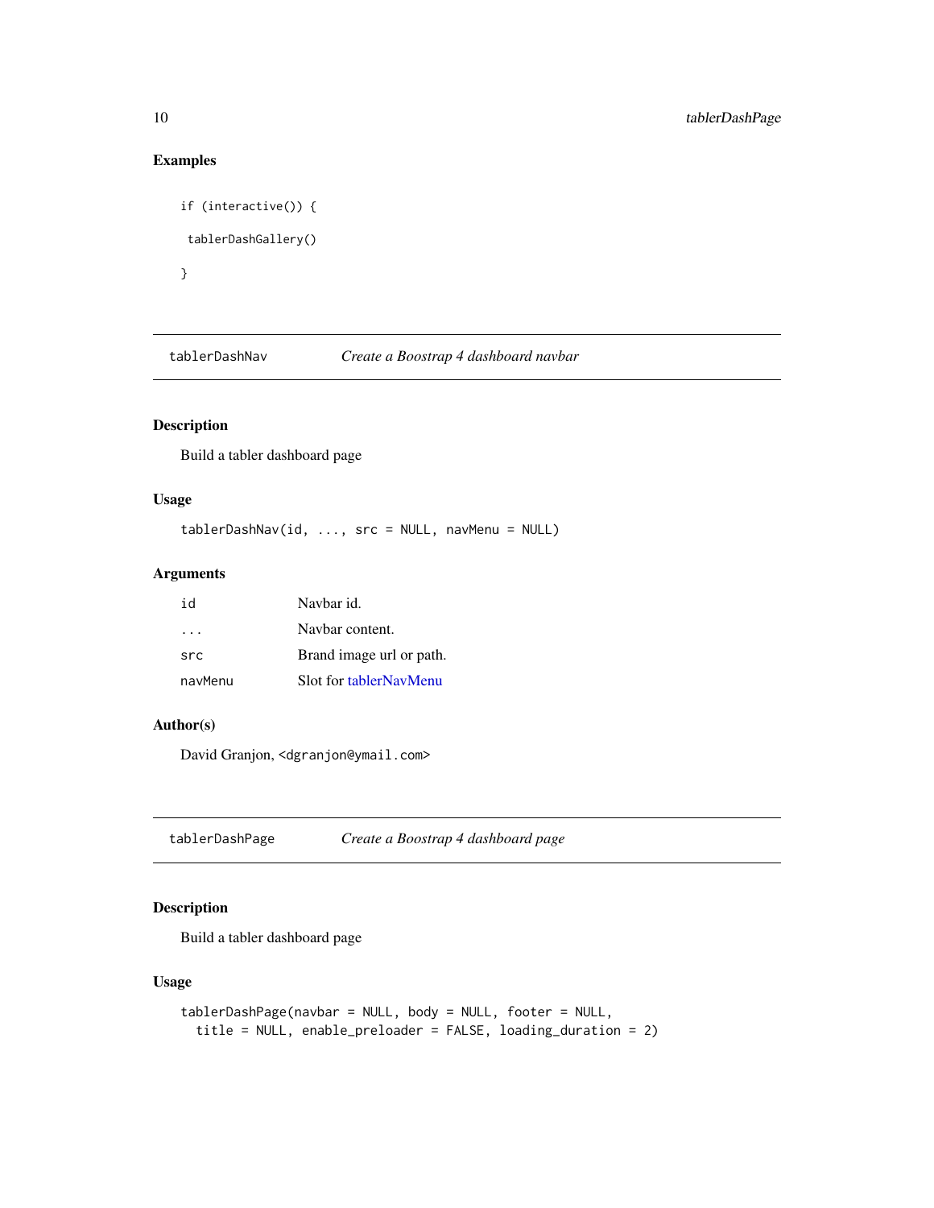## Examples

```
if (interactive()) {

 tablerDashGallery()

}
```

---

## tablerDashNav — *Create a Boostrap 4 dashboard navbar*

### Description

Build a tabler dashboard page

### Usage

```
tablerDashNav(id, ..., src = NULL, navMenu = NULL)
```

### Arguments

| | |
|---|---|
| `id` | Navbar id. |
| `...` | Navbar content. |
| `src` | Brand image url or path. |
| `navMenu` | Slot for tablerNavMenu |

### Author(s)

David Granjon, `<dgranjon@ymail.com>`

---

## tablerDashPage — *Create a Boostrap 4 dashboard page*

### Description

Build a tabler dashboard page

### Usage

```
tablerDashPage(navbar = NULL, body = NULL, footer = NULL,
  title = NULL, enable_preloader = FALSE, loading_duration = 2)
```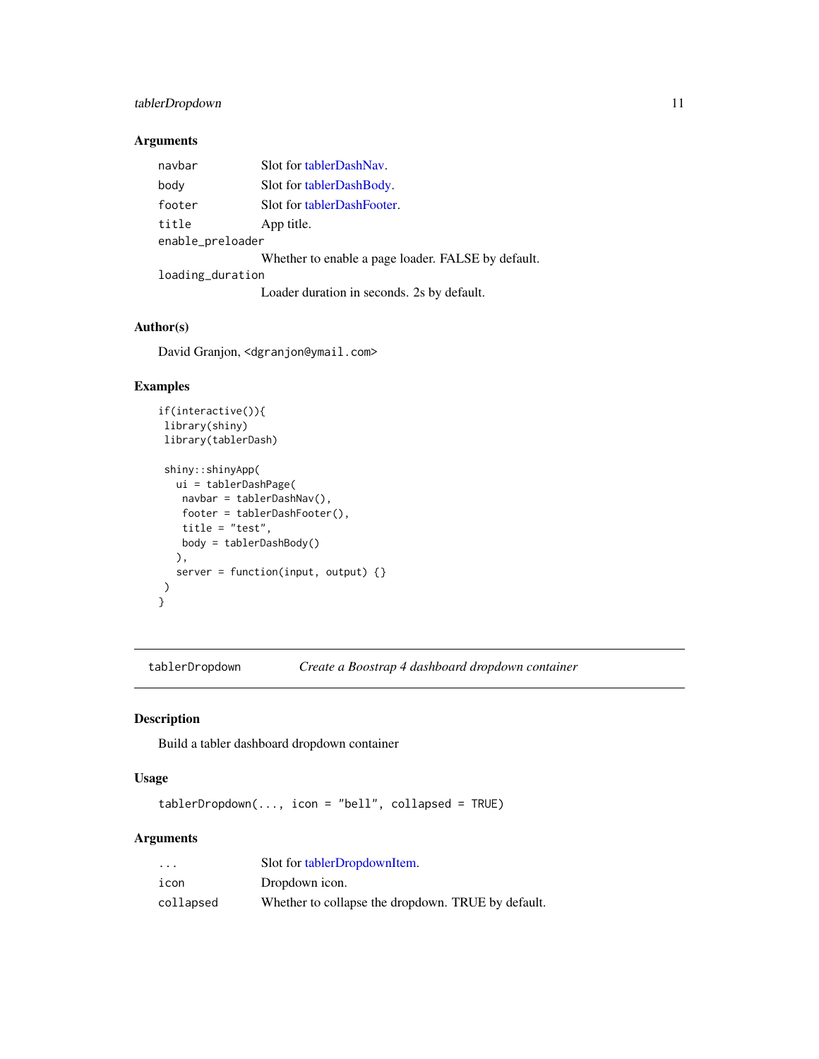## Arguments

| | |
|---|---|
| `navbar` | Slot for tablerDashNav. |
| `body` | Slot for tablerDashBody. |
| `footer` | Slot for tablerDashFooter. |
| `title` | App title. |
| `enable_preloader` | Whether to enable a page loader. FALSE by default. |
| `loading_duration` | Loader duration in seconds. 2s by default. |

## Author(s)

David Granjon, <dgranjon@ymail.com>

## Examples

```
if(interactive()){
 library(shiny)
 library(tablerDash)

 shiny::shinyApp(
   ui = tablerDashPage(
    navbar = tablerDashNav(),
    footer = tablerDashFooter(),
    title = "test",
    body = tablerDashBody()
   ),
   server = function(input, output) {}
 )
}
```

---

# tablerDropdown — *Create a Boostrap 4 dashboard dropdown container*

## Description

Build a tabler dashboard dropdown container

## Usage

```
tablerDropdown(..., icon = "bell", collapsed = TRUE)
```

## Arguments

| | |
|---|---|
| `...` | Slot for tablerDropdownItem. |
| `icon` | Dropdown icon. |
| `collapsed` | Whether to collapse the dropdown. TRUE by default. |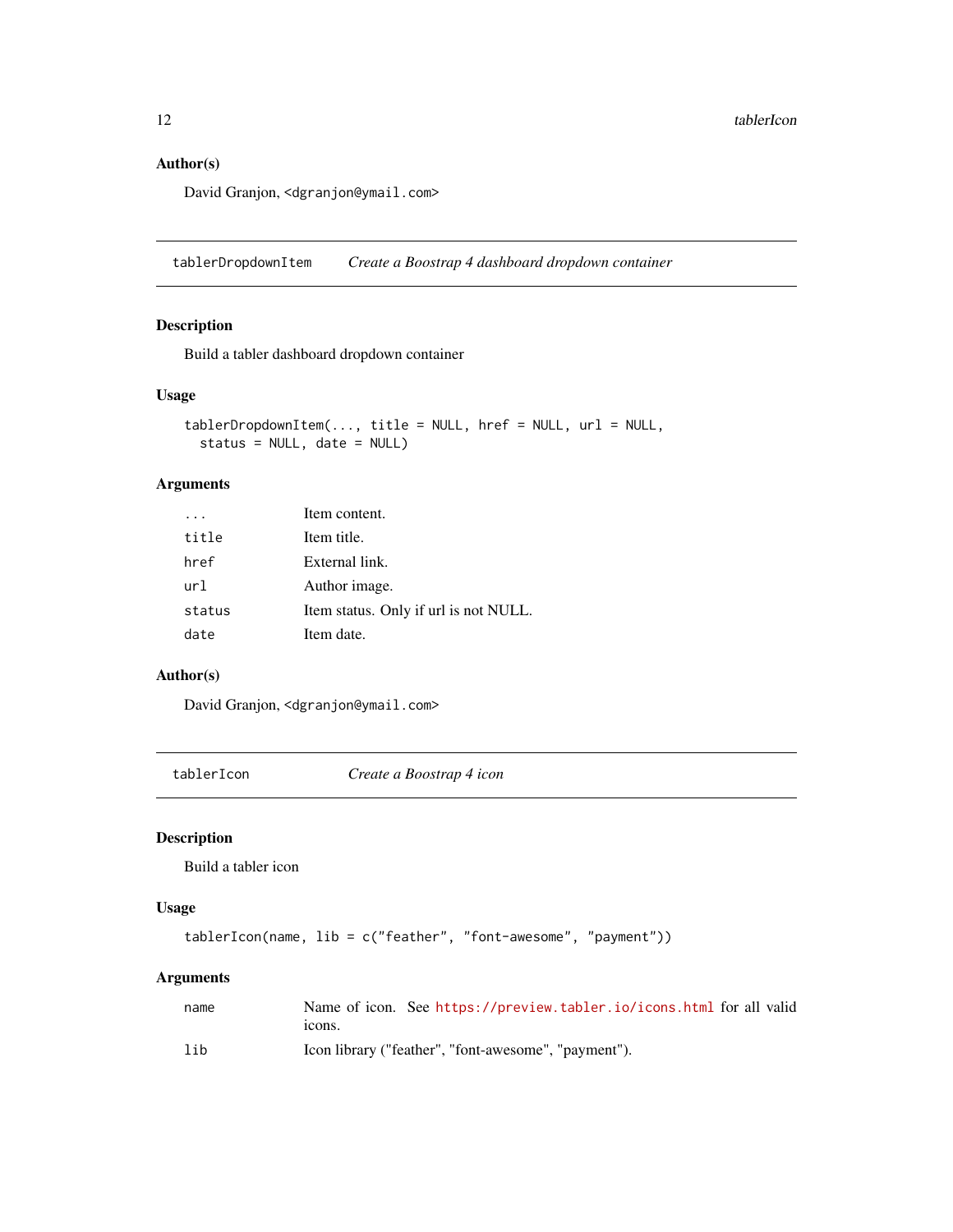### Author(s)

David Granjon, <dgranjon@ymail.com>

---

## tablerDropdownItem — *Create a Boostrap 4 dashboard dropdown container*

### Description

Build a tabler dashboard dropdown container

### Usage

```
tablerDropdownItem(..., title = NULL, href = NULL, url = NULL,
  status = NULL, date = NULL)
```

### Arguments

| | |
|---|---|
| `...` | Item content. |
| `title` | Item title. |
| `href` | External link. |
| `url` | Author image. |
| `status` | Item status. Only if url is not NULL. |
| `date` | Item date. |

### Author(s)

David Granjon, <dgranjon@ymail.com>

---

## tablerIcon — *Create a Boostrap 4 icon*

### Description

Build a tabler icon

### Usage

```
tablerIcon(name, lib = c("feather", "font-awesome", "payment"))
```

### Arguments

| | |
|---|---|
| `name` | Name of icon. See https://preview.tabler.io/icons.html for all valid icons. |
| `lib` | Icon library ("feather", "font-awesome", "payment"). |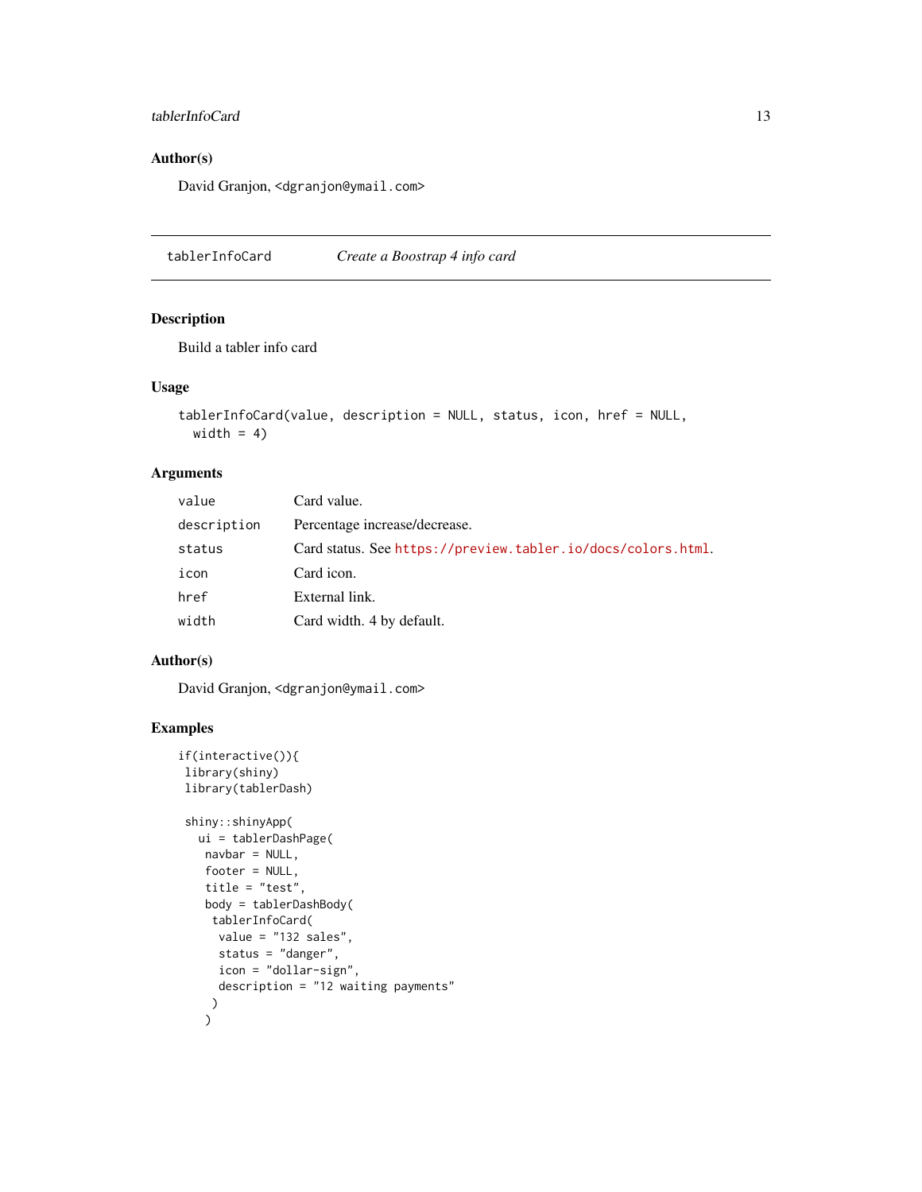## Author(s)

David Granjon, <dgranjon@ymail.com>

---

# tablerInfoCard — *Create a Boostrap 4 info card*

---

## Description

Build a tabler info card

## Usage

```
tablerInfoCard(value, description = NULL, status, icon, href = NULL,
  width = 4)
```

## Arguments

| | |
|---|---|
| `value` | Card value. |
| `description` | Percentage increase/decrease. |
| `status` | Card status. See https://preview.tabler.io/docs/colors.html. |
| `icon` | Card icon. |
| `href` | External link. |
| `width` | Card width. 4 by default. |

## Author(s)

David Granjon, <dgranjon@ymail.com>

## Examples

```
if(interactive()){
 library(shiny)
 library(tablerDash)

 shiny::shinyApp(
   ui = tablerDashPage(
    navbar = NULL,
    footer = NULL,
    title = "test",
    body = tablerDashBody(
     tablerInfoCard(
      value = "132 sales",
      status = "danger",
      icon = "dollar-sign",
      description = "12 waiting payments"
     )
    )
```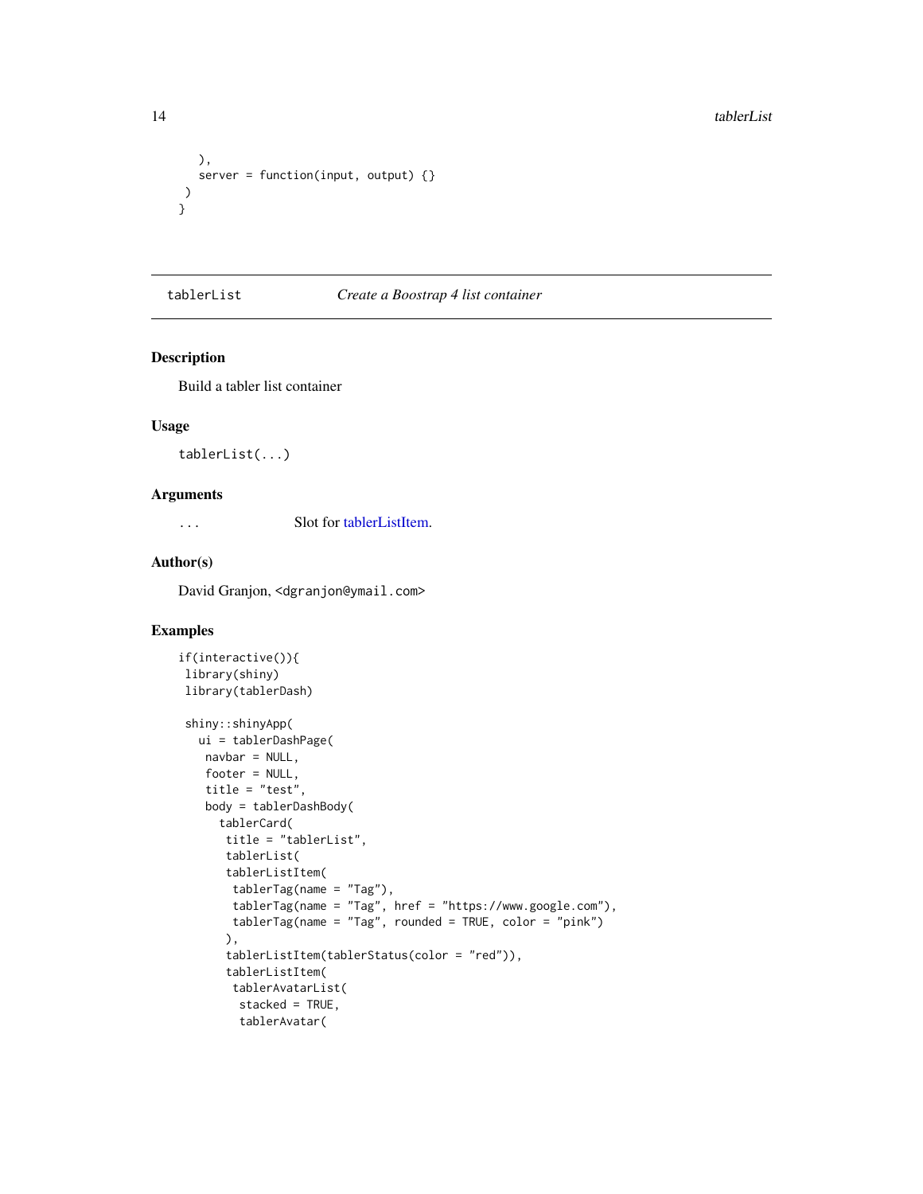```
    ),
    server = function(input, output) {}
  )
}
```

---

## tablerList — *Create a Boostrap 4 list container*

### Description

Build a tabler list container

### Usage

```
tablerList(...)
```

### Arguments

`...` Slot for tablerListItem.

### Author(s)

David Granjon, <dgranjon@ymail.com>

### Examples

```
if(interactive()){
 library(shiny)
 library(tablerDash)

 shiny::shinyApp(
   ui = tablerDashPage(
    navbar = NULL,
    footer = NULL,
    title = "test",
    body = tablerDashBody(
      tablerCard(
       title = "tablerList",
       tablerList(
       tablerListItem(
        tablerTag(name = "Tag"),
        tablerTag(name = "Tag", href = "https://www.google.com"),
        tablerTag(name = "Tag", rounded = TRUE, color = "pink")
       ),
       tablerListItem(tablerStatus(color = "red")),
       tablerListItem(
        tablerAvatarList(
         stacked = TRUE,
         tablerAvatar(
```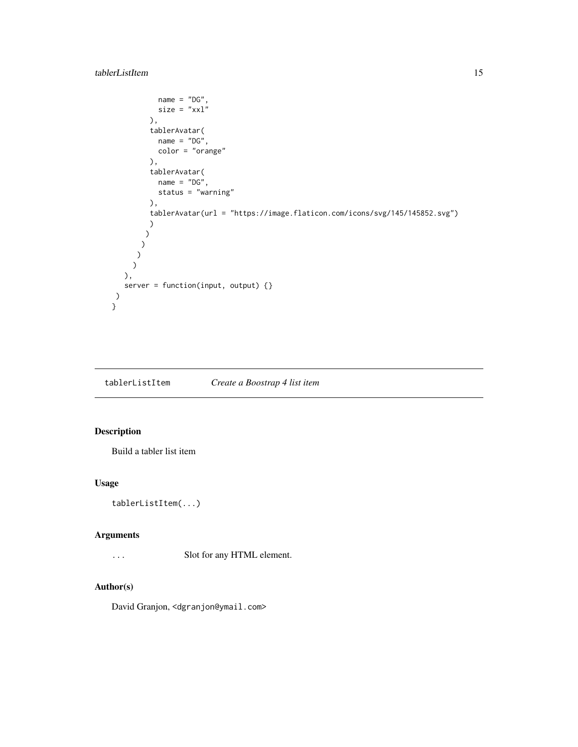```
          name = "DG",
          size = "xxl"
        ),
        tablerAvatar(
          name = "DG",
          color = "orange"
        ),
        tablerAvatar(
          name = "DG",
          status = "warning"
        ),
        tablerAvatar(url = "https://image.flaticon.com/icons/svg/145/145852.svg")
        )
       )
      )
     )
    )
   ),
   server = function(input, output) {}
 )
}
```

---

## tablerListItem — *Create a Boostrap 4 list item*

---

### Description

Build a tabler list item

### Usage

```
tablerListItem(...)
```

### Arguments

| | |
|---|---|
| `...` | Slot for any HTML element. |

### Author(s)

David Granjon, <dgranjon@ymail.com>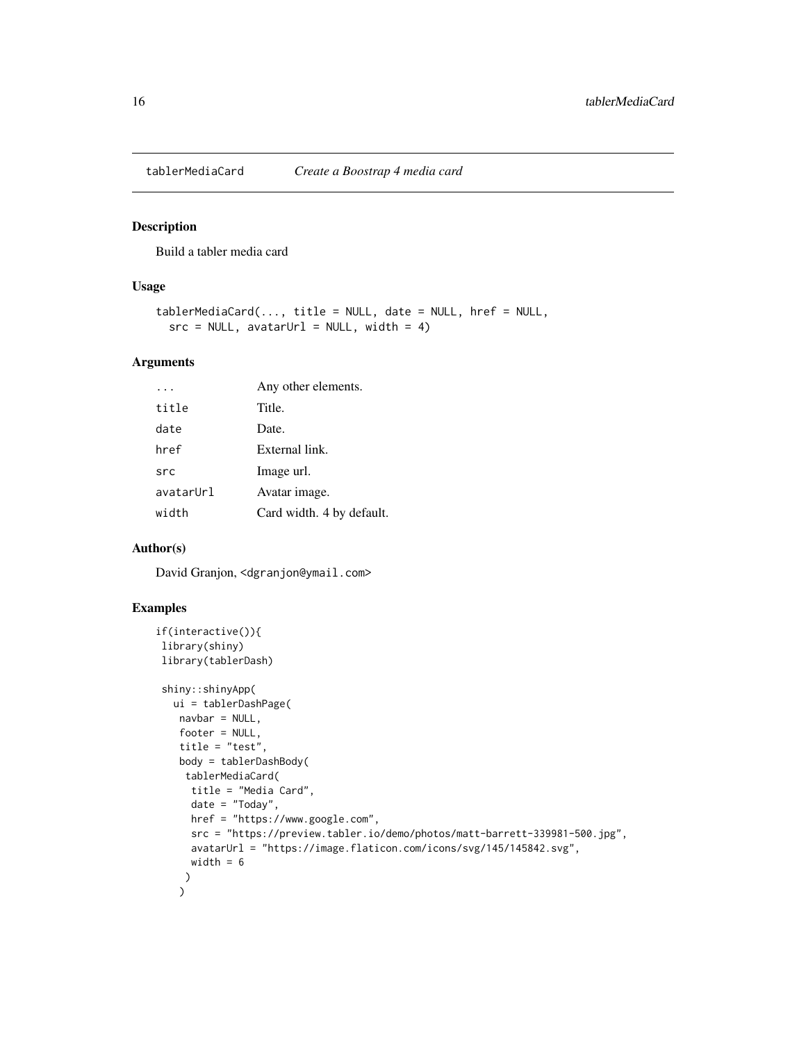## tablerMediaCard *Create a Boostrap 4 media card*

### Description

Build a tabler media card

### Usage

```
tablerMediaCard(..., title = NULL, date = NULL, href = NULL,
  src = NULL, avatarUrl = NULL, width = 4)
```

### Arguments

| | |
|---|---|
| `...` | Any other elements. |
| `title` | Title. |
| `date` | Date. |
| `href` | External link. |
| `src` | Image url. |
| `avatarUrl` | Avatar image. |
| `width` | Card width. 4 by default. |

### Author(s)

David Granjon, <dgranjon@ymail.com>

### Examples

```
if(interactive()){
 library(shiny)
 library(tablerDash)

 shiny::shinyApp(
   ui = tablerDashPage(
    navbar = NULL,
    footer = NULL,
    title = "test",
    body = tablerDashBody(
     tablerMediaCard(
      title = "Media Card",
      date = "Today",
      href = "https://www.google.com",
      src = "https://preview.tabler.io/demo/photos/matt-barrett-339981-500.jpg",
      avatarUrl = "https://image.flaticon.com/icons/svg/145/145842.svg",
      width = 6
     )
    )
```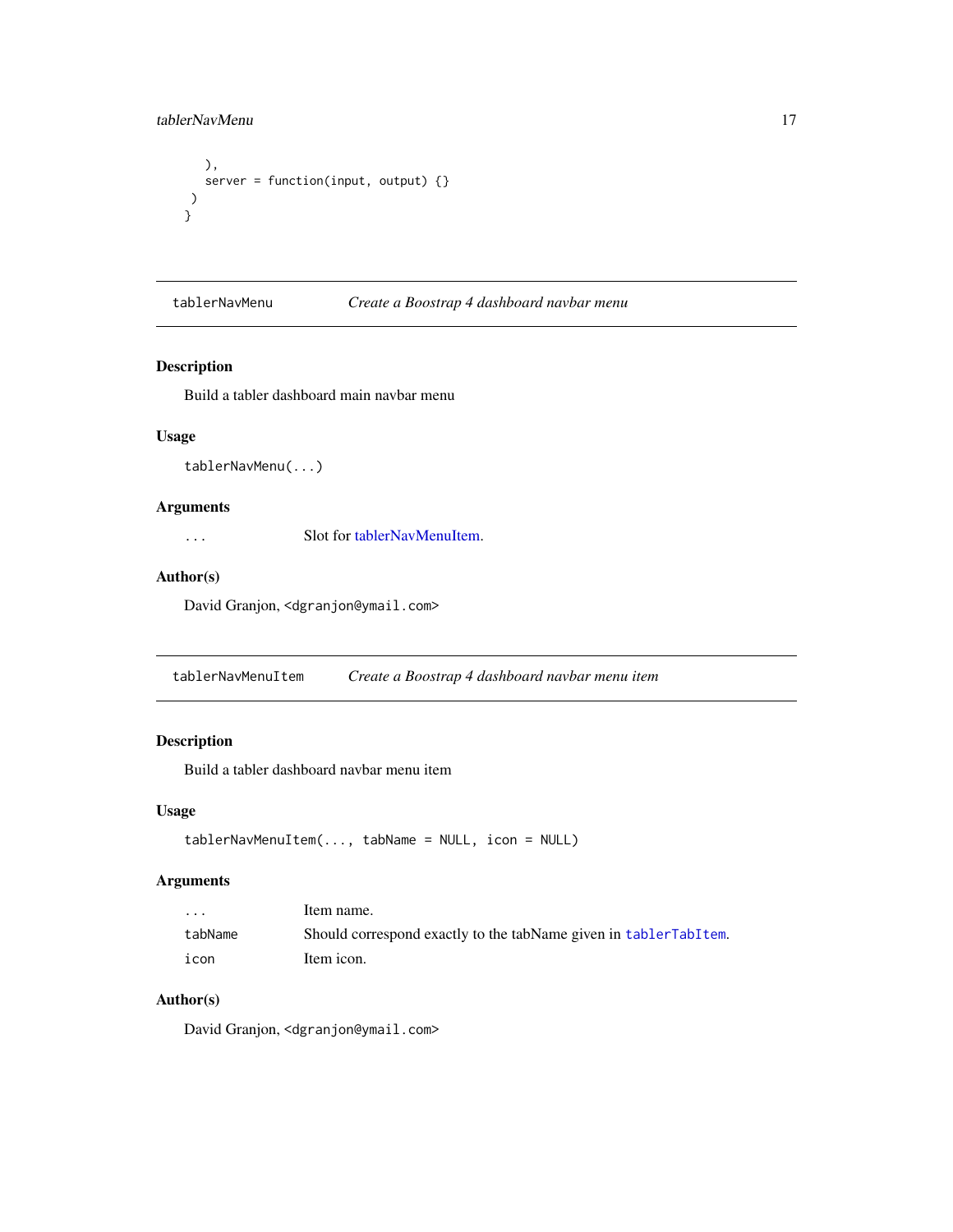```
    ),
    server = function(input, output) {}
  )
}
```

## tablerNavMenu *Create a Boostrap 4 dashboard navbar menu*

### Description

Build a tabler dashboard main navbar menu

### Usage

```
tablerNavMenu(...)
```

### Arguments

| | |
|---|---|
| ... | Slot for tablerNavMenuItem. |

### Author(s)

David Granjon, <dgranjon@ymail.com>

## tablerNavMenuItem *Create a Boostrap 4 dashboard navbar menu item*

### Description

Build a tabler dashboard navbar menu item

### Usage

```
tablerNavMenuItem(..., tabName = NULL, icon = NULL)
```

### Arguments

| | |
|---|---|
| ... | Item name. |
| tabName | Should correspond exactly to the tabName given in `tablerTabItem`. |
| icon | Item icon. |

### Author(s)

David Granjon, <dgranjon@ymail.com>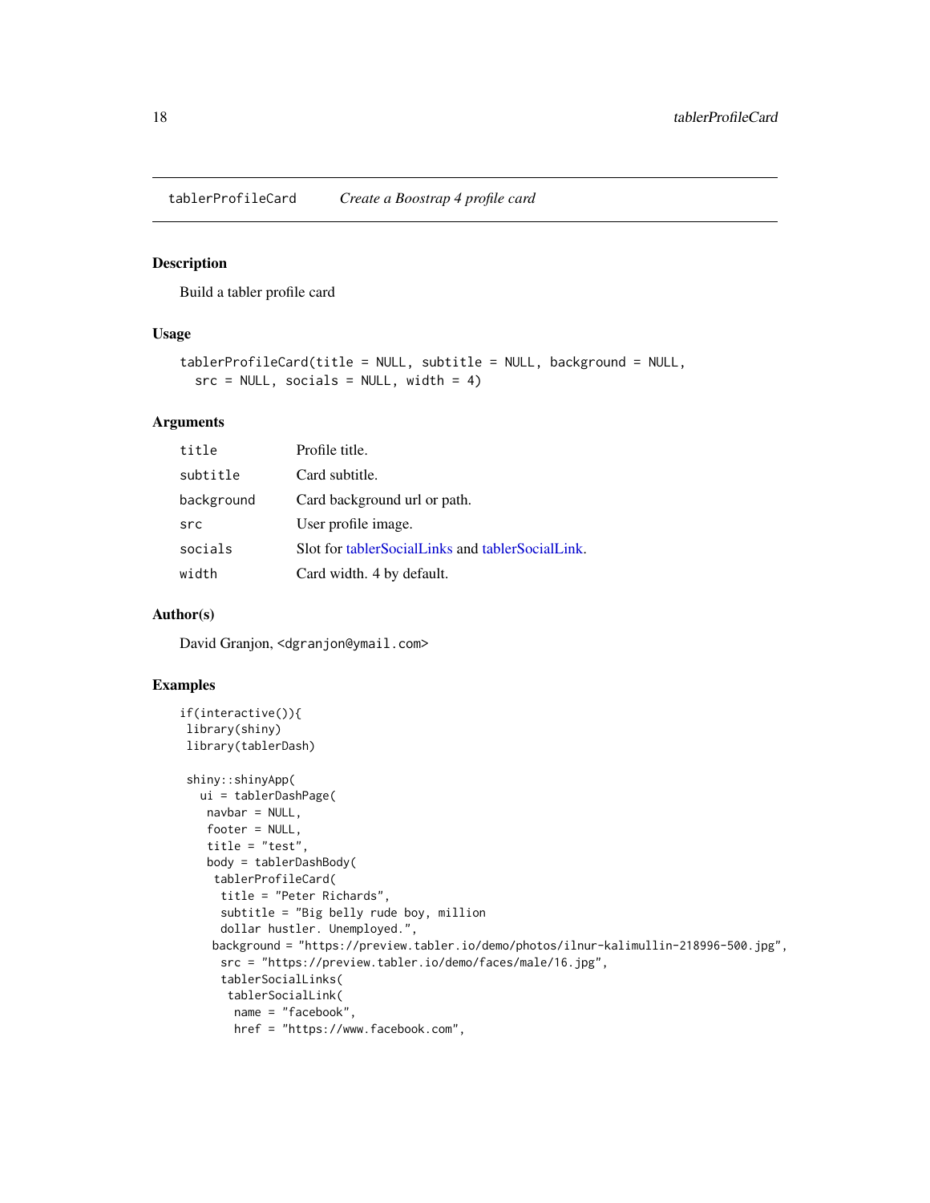tablerProfileCard        *Create a Boostrap 4 profile card*

## Description

Build a tabler profile card

## Usage

```
tablerProfileCard(title = NULL, subtitle = NULL, background = NULL,
  src = NULL, socials = NULL, width = 4)
```

## Arguments

| | |
|---|---|
| title | Profile title. |
| subtitle | Card subtitle. |
| background | Card background url or path. |
| src | User profile image. |
| socials | Slot for tablerSocialLinks and tablerSocialLink. |
| width | Card width. 4 by default. |

## Author(s)

David Granjon, <dgranjon@ymail.com>

## Examples

```
if(interactive()){
 library(shiny)
 library(tablerDash)

 shiny::shinyApp(
   ui = tablerDashPage(
    navbar = NULL,
    footer = NULL,
    title = "test",
    body = tablerDashBody(
     tablerProfileCard(
      title = "Peter Richards",
      subtitle = "Big belly rude boy, million
      dollar hustler. Unemployed.",
     background = "https://preview.tabler.io/demo/photos/ilnur-kalimullin-218996-500.jpg",
      src = "https://preview.tabler.io/demo/faces/male/16.jpg",
      tablerSocialLinks(
       tablerSocialLink(
        name = "facebook",
        href = "https://www.facebook.com",
```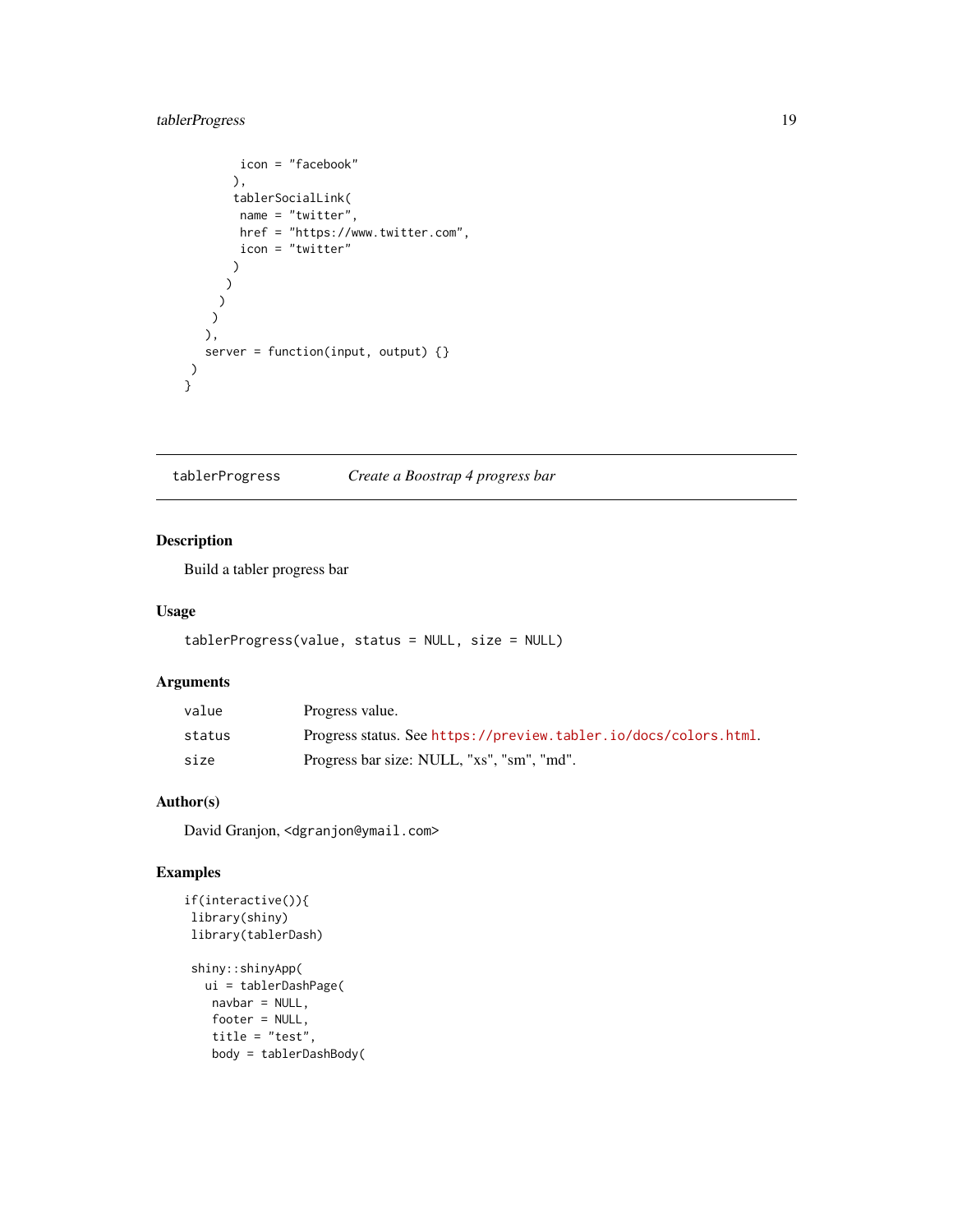```
        icon = "facebook"
       ),
       tablerSocialLink(
        name = "twitter",
        href = "https://www.twitter.com",
        icon = "twitter"
       )
      )
     )
    )
   ),
   server = function(input, output) {}
 )
}
```

## tablerProgress *Create a Boostrap 4 progress bar*

### Description

Build a tabler progress bar

### Usage

```
tablerProgress(value, status = NULL, size = NULL)
```

### Arguments

| | |
|---|---|
| value | Progress value. |
| status | Progress status. See https://preview.tabler.io/docs/colors.html. |
| size | Progress bar size: NULL, "xs", "sm", "md". |

### Author(s)

David Granjon, <dgranjon@ymail.com>

### Examples

```
if(interactive()){
 library(shiny)
 library(tablerDash)

 shiny::shinyApp(
   ui = tablerDashPage(
    navbar = NULL,
    footer = NULL,
    title = "test",
    body = tablerDashBody(
```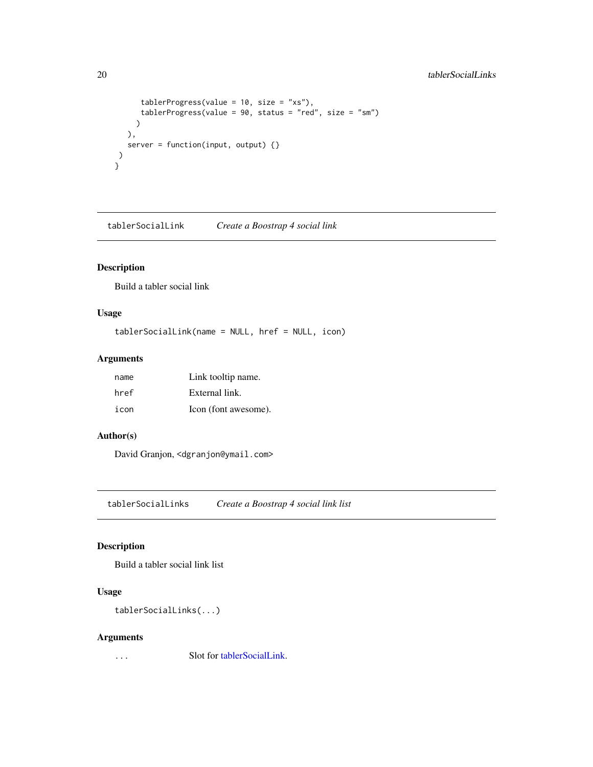```
      tablerProgress(value = 10, size = "xs"),
      tablerProgress(value = 90, status = "red", size = "sm")
    )
  ),
  server = function(input, output) {}
 )
}
```

## tablerSocialLink — *Create a Boostrap 4 social link*

### Description

Build a tabler social link

### Usage

```
tablerSocialLink(name = NULL, href = NULL, icon)
```

### Arguments

| | |
|---|---|
| name | Link tooltip name. |
| href | External link. |
| icon | Icon (font awesome). |

### Author(s)

David Granjon, <dgranjon@ymail.com>

## tablerSocialLinks — *Create a Boostrap 4 social link list*

### Description

Build a tabler social link list

### Usage

```
tablerSocialLinks(...)
```

### Arguments

| | |
|---|---|
| ... | Slot for tablerSocialLink. |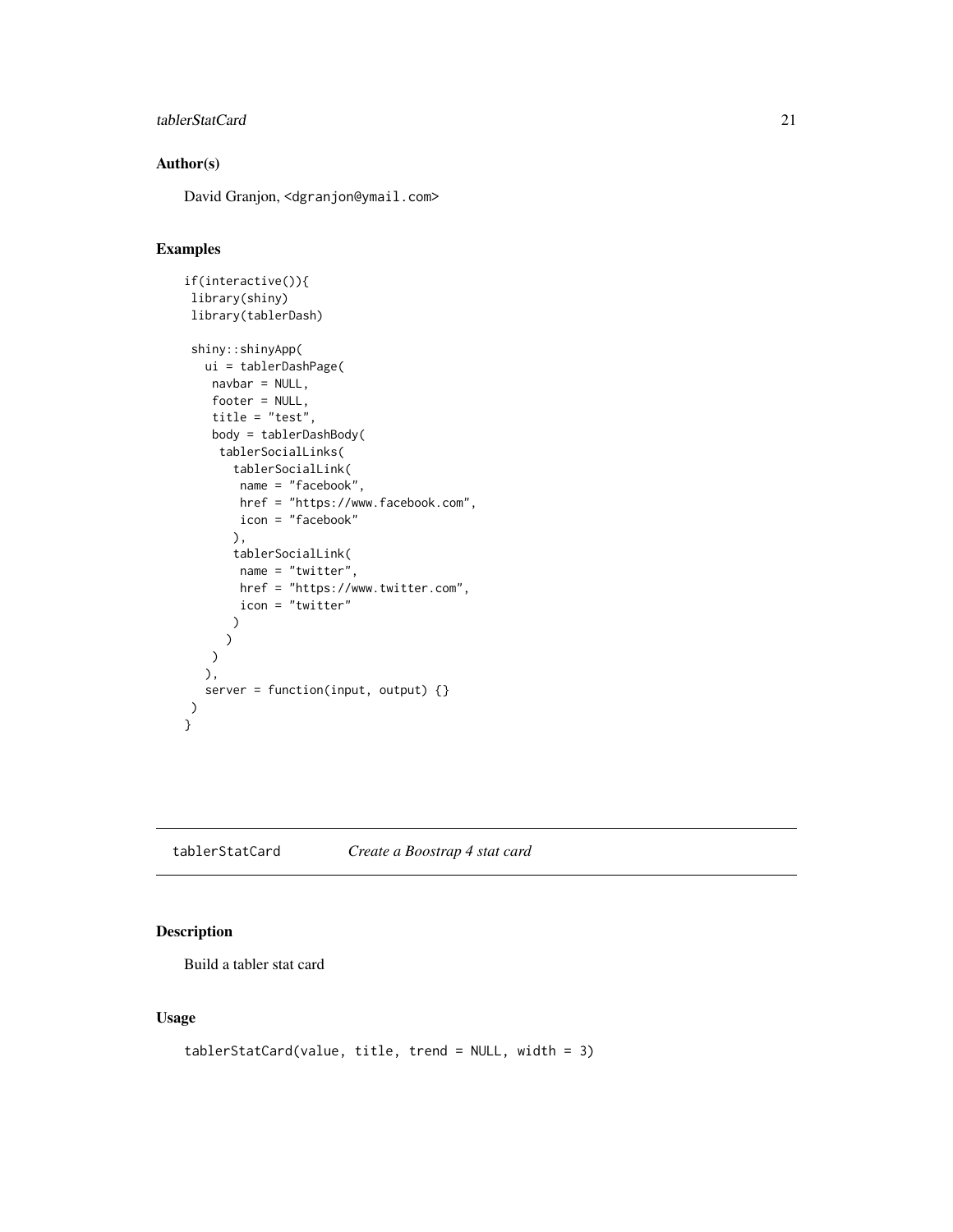## Author(s)

David Granjon, <dgranjon@ymail.com>

## Examples

```
if(interactive()){
 library(shiny)
 library(tablerDash)

 shiny::shinyApp(
   ui = tablerDashPage(
    navbar = NULL,
    footer = NULL,
    title = "test",
    body = tablerDashBody(
     tablerSocialLinks(
       tablerSocialLink(
        name = "facebook",
        href = "https://www.facebook.com",
        icon = "facebook"
       ),
       tablerSocialLink(
        name = "twitter",
        href = "https://www.twitter.com",
        icon = "twitter"
       )
      )
    )
   ),
   server = function(input, output) {}
 )
}
```

---

# tablerStatCard *Create a Boostrap 4 stat card*

## Description

Build a tabler stat card

## Usage

```
tablerStatCard(value, title, trend = NULL, width = 3)
```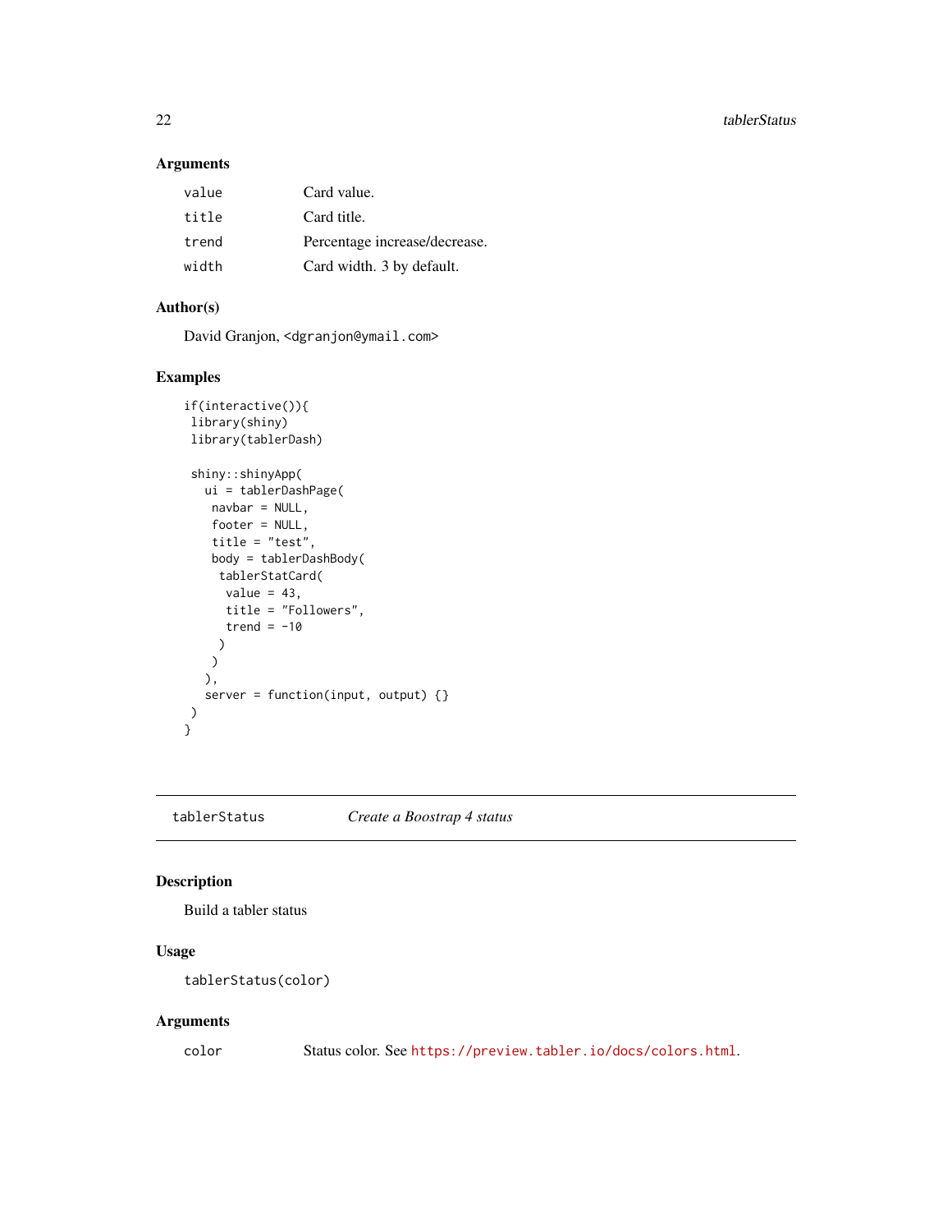### Arguments

| | |
|---|---|
| value | Card value. |
| title | Card title. |
| trend | Percentage increase/decrease. |
| width | Card width. 3 by default. |

### Author(s)

David Granjon, <dgranjon@ymail.com>

### Examples

```
if(interactive()){
 library(shiny)
 library(tablerDash)

 shiny::shinyApp(
   ui = tablerDashPage(
    navbar = NULL,
    footer = NULL,
    title = "test",
    body = tablerDashBody(
     tablerStatCard(
      value = 43,
      title = "Followers",
      trend = -10
     )
    )
   ),
   server = function(input, output) {}
 )
}
```

---

## tablerStatus — *Create a Boostrap 4 status*

### Description

Build a tabler status

### Usage

```
tablerStatus(color)
```

### Arguments

| | |
|---|---|
| color | Status color. See https://preview.tabler.io/docs/colors.html. |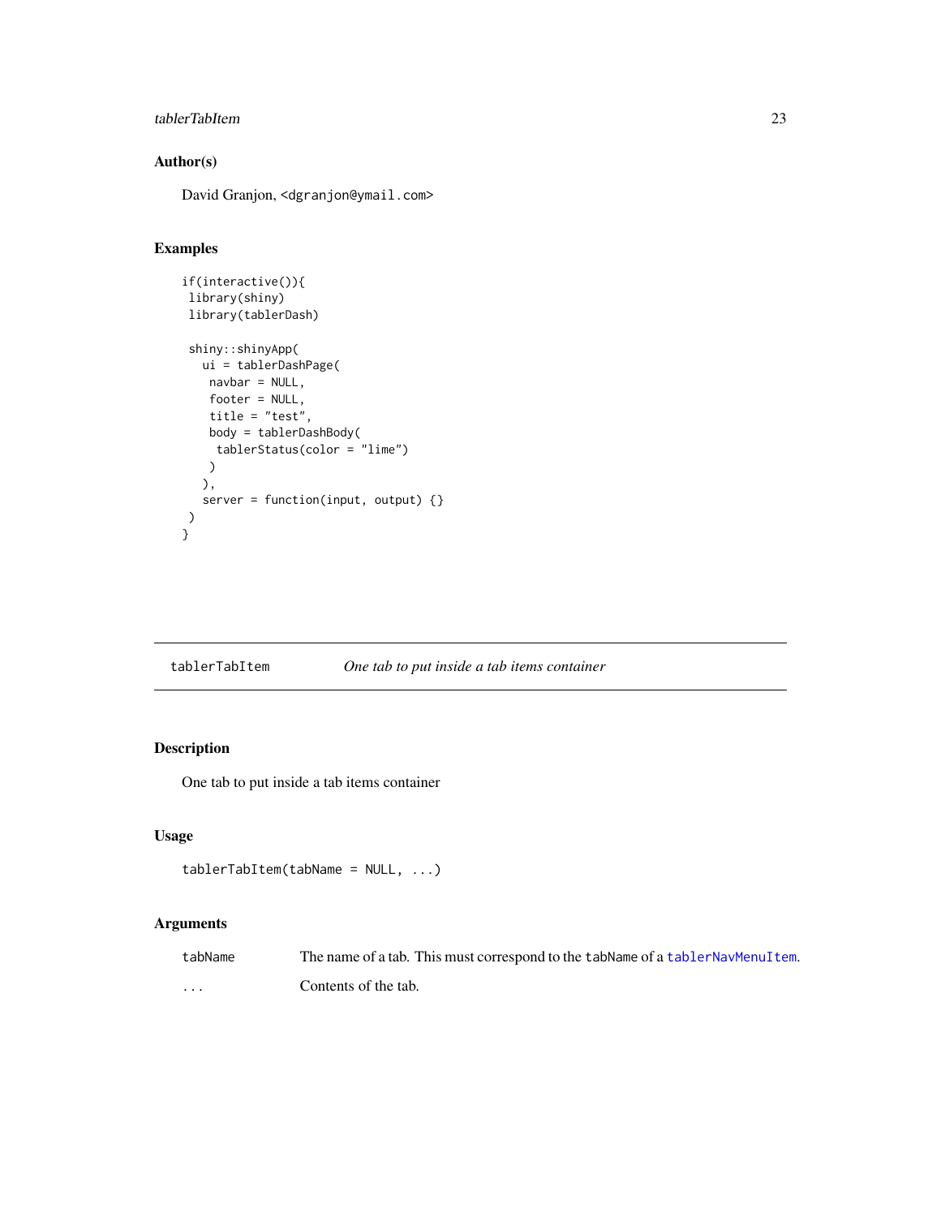## Author(s)

David Granjon, <dgranjon@ymail.com>

## Examples

```
if(interactive()){
 library(shiny)
 library(tablerDash)

 shiny::shinyApp(
   ui = tablerDashPage(
    navbar = NULL,
    footer = NULL,
    title = "test",
    body = tablerDashBody(
     tablerStatus(color = "lime")
    )
   ),
   server = function(input, output) {}
 )
}
```

---

# tablerTabItem *One tab to put inside a tab items container*

## Description

One tab to put inside a tab items container

## Usage

```
tablerTabItem(tabName = NULL, ...)
```

## Arguments

| | |
|---|---|
| tabName | The name of a tab. This must correspond to the tabName of a tablerNavMenuItem. |
| ... | Contents of the tab. |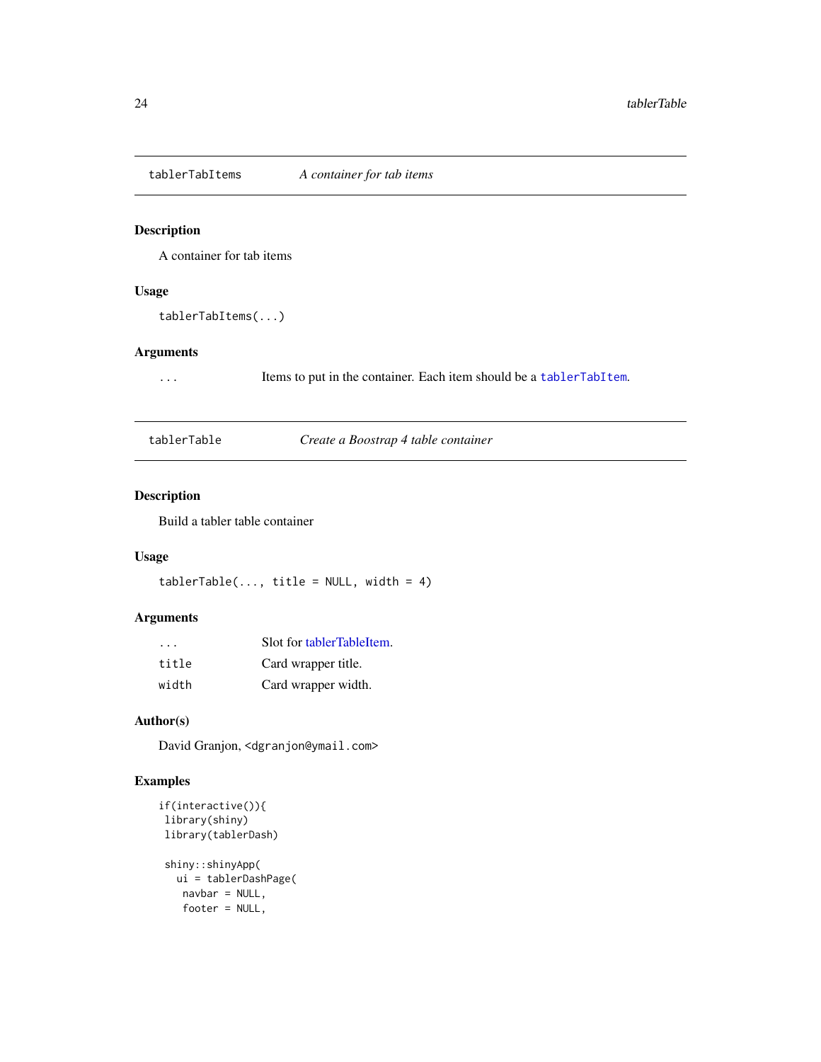## tablerTabItems *A container for tab items*

### Description

A container for tab items

### Usage

```
tablerTabItems(...)
```

### Arguments

| | |
|---|---|
| `...` | Items to put in the container. Each item should be a `tablerTabItem`. |

## tablerTable *Create a Boostrap 4 table container*

### Description

Build a tabler table container

### Usage

```
tablerTable(..., title = NULL, width = 4)
```

### Arguments

| | |
|---|---|
| `...` | Slot for tablerTableItem. |
| `title` | Card wrapper title. |
| `width` | Card wrapper width. |

### Author(s)

David Granjon, <dgranjon@ymail.com>

### Examples

```
if(interactive()){
 library(shiny)
 library(tablerDash)

 shiny::shinyApp(
   ui = tablerDashPage(
    navbar = NULL,
    footer = NULL,
```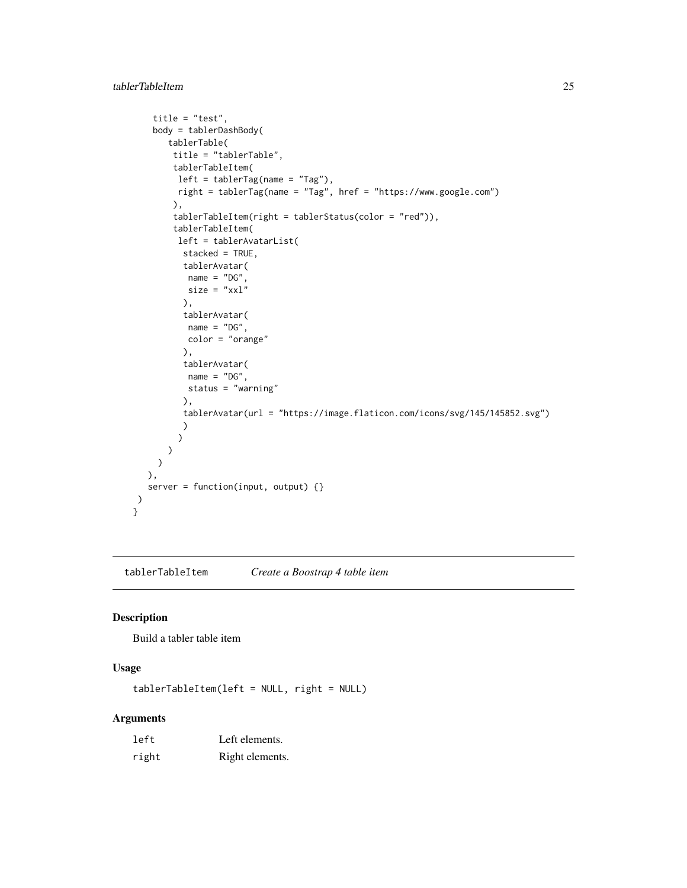```
title = "test",
body = tablerDashBody(
   tablerTable(
    title = "tablerTable",
    tablerTableItem(
     left = tablerTag(name = "Tag"),
     right = tablerTag(name = "Tag", href = "https://www.google.com")
    ),
    tablerTableItem(right = tablerStatus(color = "red")),
    tablerTableItem(
     left = tablerAvatarList(
      stacked = TRUE,
      tablerAvatar(
       name = "DG",
       size = "xxl"
      ),
      tablerAvatar(
       name = "DG",
       color = "orange"
      ),
      tablerAvatar(
       name = "DG",
       status = "warning"
      ),
      tablerAvatar(url = "https://image.flaticon.com/icons/svg/145/145852.svg")
      )
     )
    )
   )
  ),
  server = function(input, output) {}
 )
}
```

---

## tablerTableItem — *Create a Boostrap 4 table item*

### Description

Build a tabler table item

### Usage

```
tablerTableItem(left = NULL, right = NULL)
```

### Arguments

| | |
|---|---|
| left | Left elements. |
| right | Right elements. |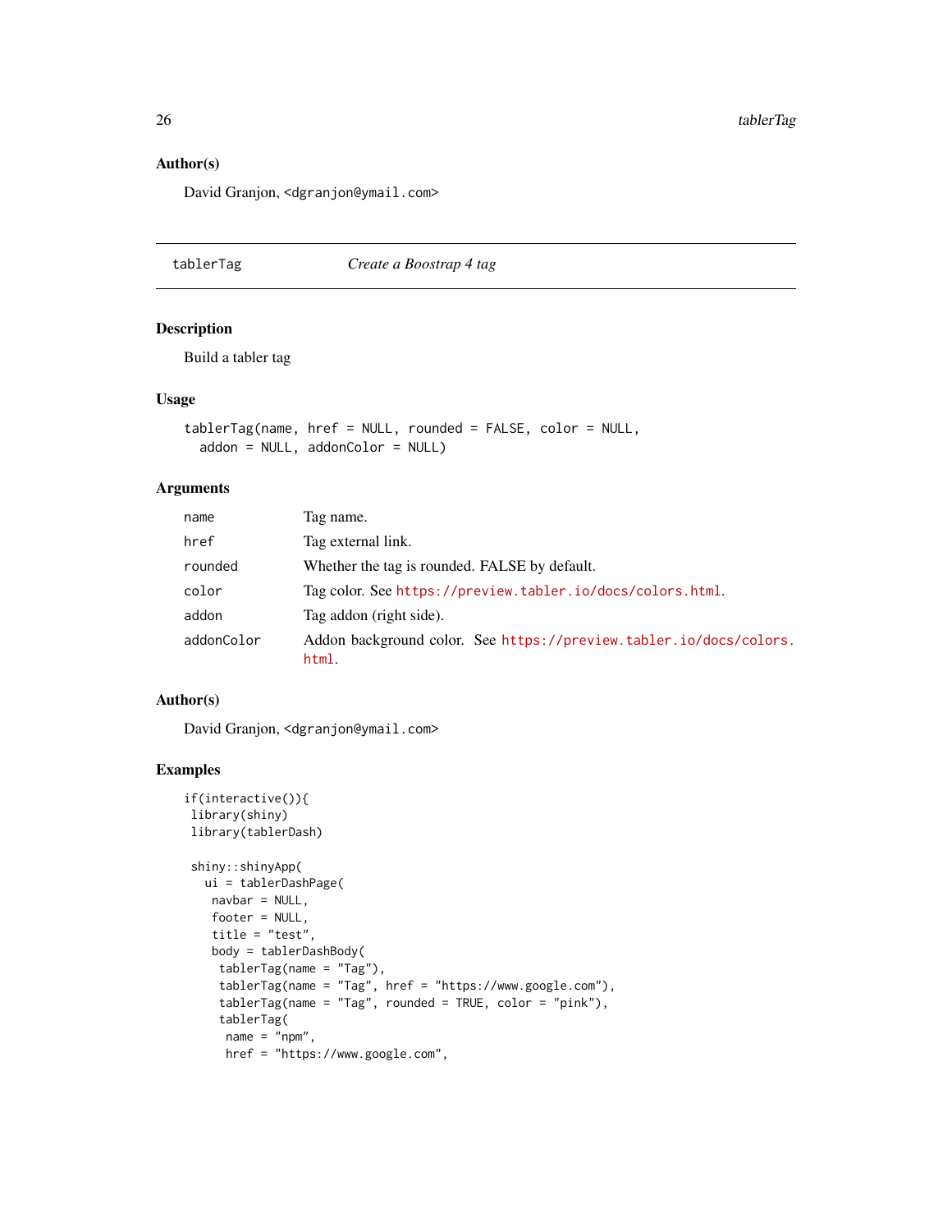### Author(s)

David Granjon, <dgranjon@ymail.com>

---

## tablerTag &nbsp;&nbsp;&nbsp;&nbsp;&nbsp;&nbsp;&nbsp;&nbsp; *Create a Boostrap 4 tag*

---

### Description

Build a tabler tag

### Usage

```
tablerTag(name, href = NULL, rounded = FALSE, color = NULL,
  addon = NULL, addonColor = NULL)
```

### Arguments

| | |
|---|---|
| `name` | Tag name. |
| `href` | Tag external link. |
| `rounded` | Whether the tag is rounded. FALSE by default. |
| `color` | Tag color. See https://preview.tabler.io/docs/colors.html. |
| `addon` | Tag addon (right side). |
| `addonColor` | Addon background color. See https://preview.tabler.io/docs/colors.html. |

### Author(s)

David Granjon, <dgranjon@ymail.com>

### Examples

```
if(interactive()){
 library(shiny)
 library(tablerDash)

 shiny::shinyApp(
   ui = tablerDashPage(
    navbar = NULL,
    footer = NULL,
    title = "test",
    body = tablerDashBody(
     tablerTag(name = "Tag"),
     tablerTag(name = "Tag", href = "https://www.google.com"),
     tablerTag(name = "Tag", rounded = TRUE, color = "pink"),
     tablerTag(
      name = "npm",
      href = "https://www.google.com",
```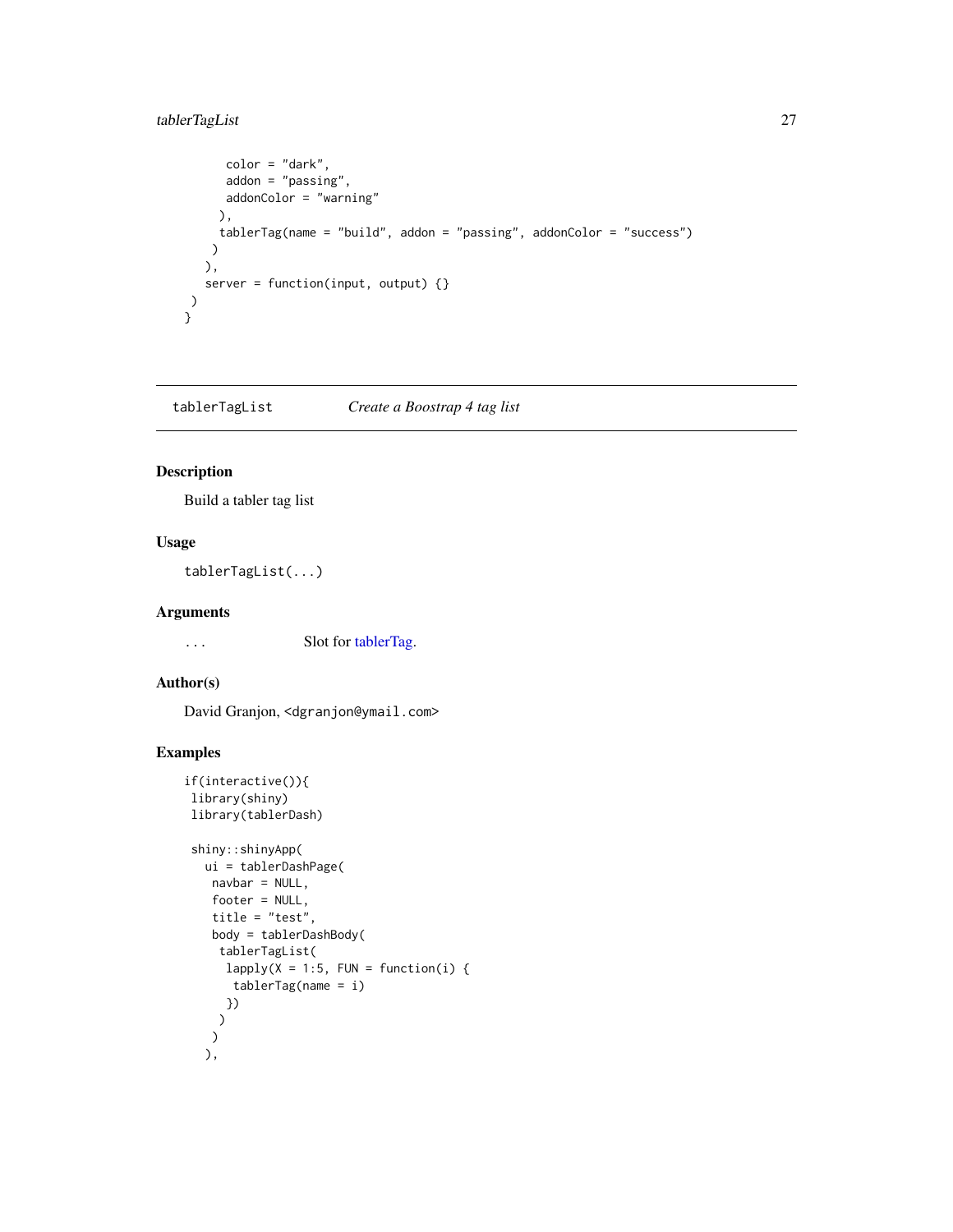```
      color = "dark",
      addon = "passing",
      addonColor = "warning"
     ),
     tablerTag(name = "build", addon = "passing", addonColor = "success")
    )
   ),
   server = function(input, output) {}
 )
}
```

## tablerTagList — *Create a Boostrap 4 tag list*

### Description

Build a tabler tag list

### Usage

```
tablerTagList(...)
```

### Arguments

| | |
|---|---|
| ... | Slot for tablerTag. |

### Author(s)

David Granjon, <dgranjon@ymail.com>

### Examples

```
if(interactive()){
 library(shiny)
 library(tablerDash)

 shiny::shinyApp(
   ui = tablerDashPage(
    navbar = NULL,
    footer = NULL,
    title = "test",
    body = tablerDashBody(
     tablerTagList(
      lapply(X = 1:5, FUN = function(i) {
       tablerTag(name = i)
      })
     )
    )
   ),
```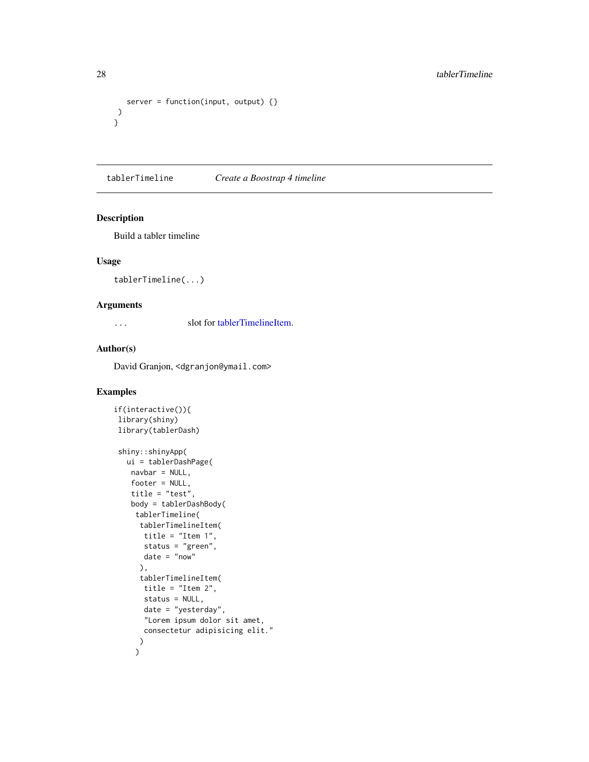```r
    server = function(input, output) {}
  )
}
```

## tablerTimeline *Create a Boostrap 4 timeline*

### Description

Build a tabler timeline

### Usage

```r
tablerTimeline(...)
```

### Arguments

| | |
|---|---|
| ... | slot for tablerTimelineItem. |

### Author(s)

David Granjon, <dgranjon@ymail.com>

### Examples

```r
if(interactive()){
 library(shiny)
 library(tablerDash)

 shiny::shinyApp(
   ui = tablerDashPage(
    navbar = NULL,
    footer = NULL,
    title = "test",
    body = tablerDashBody(
     tablerTimeline(
      tablerTimelineItem(
       title = "Item 1",
       status = "green",
       date = "now"
      ),
      tablerTimelineItem(
       title = "Item 2",
       status = NULL,
       date = "yesterday",
       "Lorem ipsum dolor sit amet,
       consectetur adipisicing elit."
      )
     )
```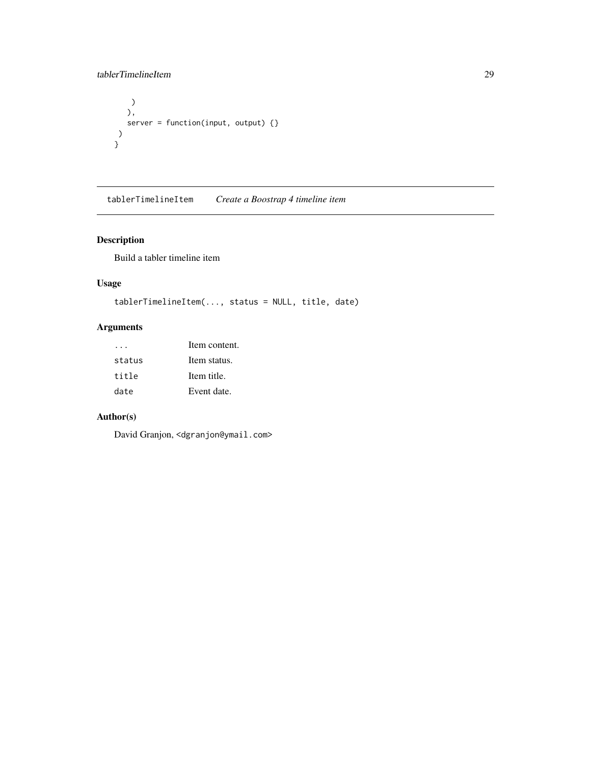```
      )
    ),
    server = function(input, output) {}
  )
}
```

## tablerTimelineItem    *Create a Boostrap 4 timeline item*

### Description

Build a tabler timeline item

### Usage

```
tablerTimelineItem(..., status = NULL, title, date)
```

### Arguments

| | |
|---|---|
| `...` | Item content. |
| `status` | Item status. |
| `title` | Item title. |
| `date` | Event date. |

### Author(s)

David Granjon, <dgranjon@ymail.com>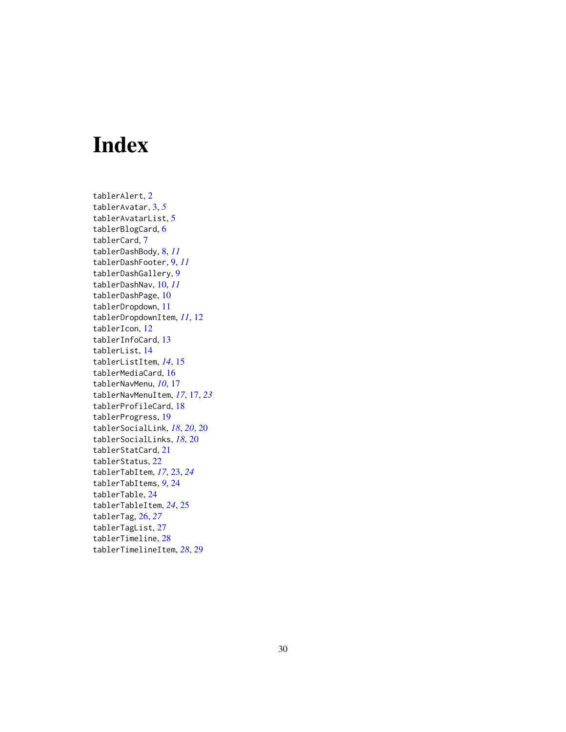# Index

tablerAlert, 2
tablerAvatar, 3, *5*
tablerAvatarList, 5
tablerBlogCard, 6
tablerCard, 7
tablerDashBody, 8, *11*
tablerDashFooter, 9, *11*
tablerDashGallery, 9
tablerDashNav, 10, *11*
tablerDashPage, 10
tablerDropdown, 11
tablerDropdownItem, *11*, 12
tablerIcon, 12
tablerInfoCard, 13
tablerList, 14
tablerListItem, *14*, 15
tablerMediaCard, 16
tablerNavMenu, *10*, 17
tablerNavMenuItem, *17*, 17, *23*
tablerProfileCard, 18
tablerProgress, 19
tablerSocialLink, *18*, *20*, 20
tablerSocialLinks, *18*, 20
tablerStatCard, 21
tablerStatus, 22
tablerTabItem, *17*, 23, *24*
tablerTabItems, *9*, 24
tablerTable, 24
tablerTableItem, *24*, 25
tablerTag, 26, *27*
tablerTagList, 27
tablerTimeline, 28
tablerTimelineItem, *28*, 29